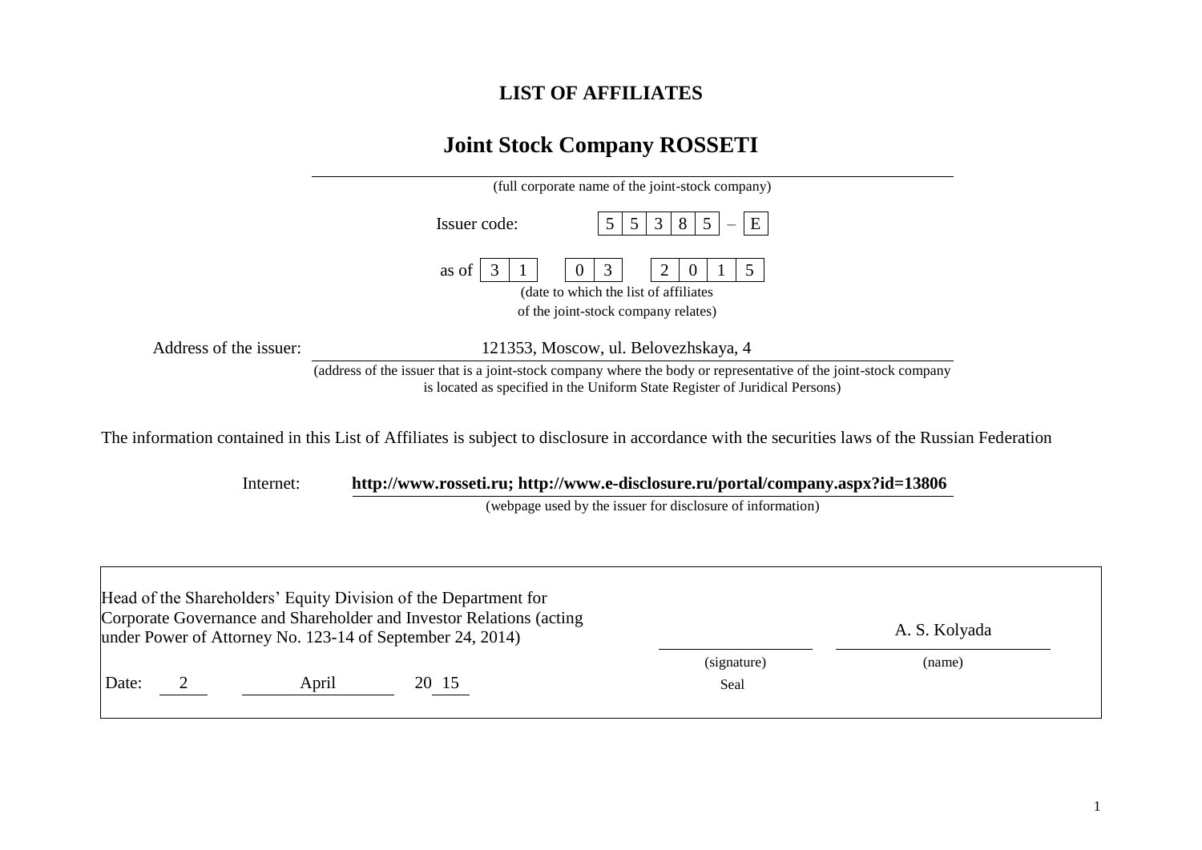# LIST OF AFFILIATES

## Joint Stock Company ROSSETI

(full corporate name of the joint-stock company)

Issuer code: 5 5 3 8 5 – E

as of 3 1 0 3 2 0 1 5

(date to which the list of affiliates of the joint-stock company relates)

Address of the issuer: 121353, Moscow, ul. Belovezhskaya, 4

(address of the issuer that is a joint-stock company where the body or representative of the joint-stock company is located as specified in the Uniform State Register of Juridical Persons)

The information contained in this List of Affiliates is subject to disclosure in accordance with the securities laws of the Russian Federation

Internet: **http://www.rosseti.ru; http://www.e-disclosure.ru/portal/company.aspx?id=13806**

(webpage used by the issuer for disclosure of information)

| Head of the Shareholders' Equity Division of the Department for Corporate Governance and Shareholder and Investor Relations (acting under Power of Attorney No. 123-14 of September 24, 2014) | | A. S. Kolyada |
|---|---|---|
| | (signature) | (name) |
| Date: 2 April 20 15 | Seal | |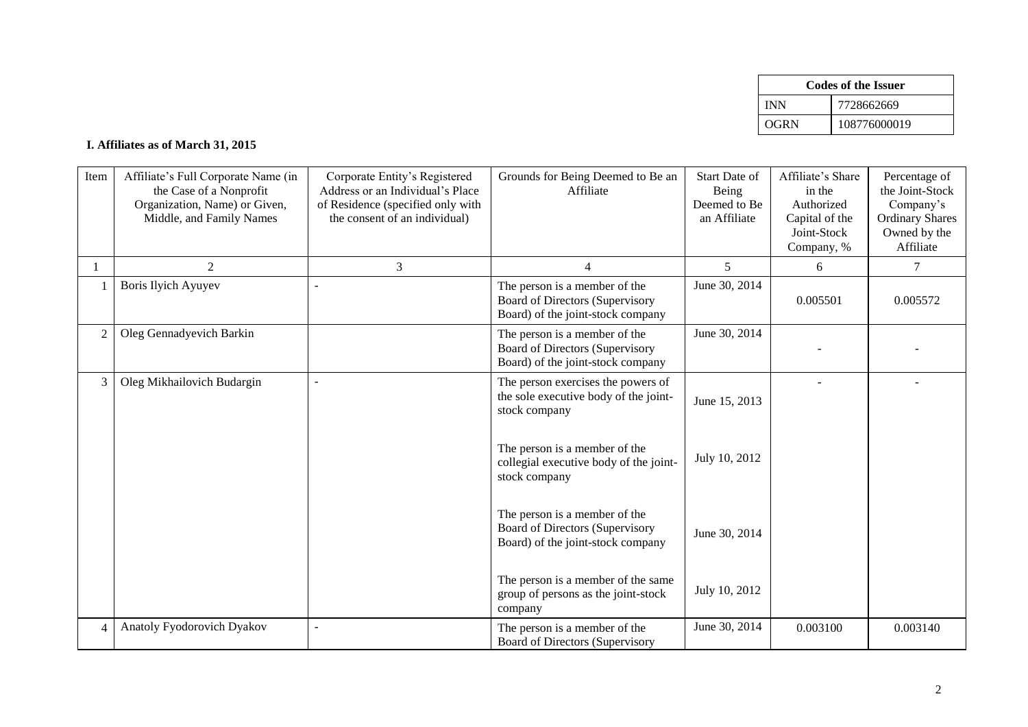| Codes of the Issuer | |
|---|---|
| INN | 7728662669 |
| OGRN | 108776000019 |

**I. Affiliates as of March 31, 2015**

| Item | Affiliate's Full Corporate Name (in the Case of a Nonprofit Organization, Name) or Given, Middle, and Family Names | Corporate Entity's Registered Address or an Individual's Place of Residence (specified only with the consent of an individual) | Grounds for Being Deemed to Be an Affiliate | Start Date of Being Deemed to Be an Affiliate | Affiliate's Share in the Authorized Capital of the Joint-Stock Company, % | Percentage of the Joint-Stock Company's Ordinary Shares Owned by the Affiliate |
|---|---|---|---|---|---|---|
| 1 | 2 | 3 | 4 | 5 | 6 | 7 |
| 1 | Boris Ilyich Ayuyev | - | The person is a member of the Board of Directors (Supervisory Board) of the joint-stock company | June 30, 2014 | 0.005501 | 0.005572 |
| 2 | Oleg Gennadyevich Barkin | | The person is a member of the Board of Directors (Supervisory Board) of the joint-stock company | June 30, 2014 | - | - |
| 3 | Oleg Mikhailovich Budargin | - | The person exercises the powers of the sole executive body of the joint-stock company | June 15, 2013 | - | - |
| | | | The person is a member of the collegial executive body of the joint-stock company | July 10, 2012 | | |
| | | | The person is a member of the Board of Directors (Supervisory Board) of the joint-stock company | June 30, 2014 | | |
| | | | The person is a member of the same group of persons as the joint-stock company | July 10, 2012 | | |
| 4 | Anatoly Fyodorovich Dyakov | - | The person is a member of the Board of Directors (Supervisory | June 30, 2014 | 0.003100 | 0.003140 |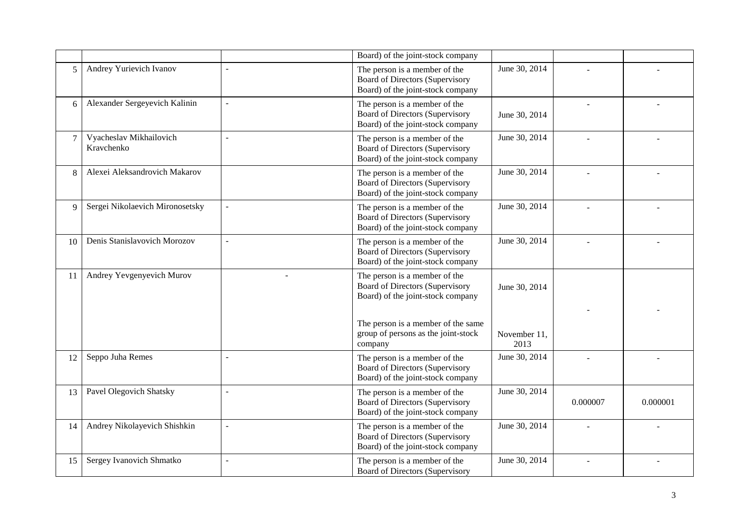| | | | | | | |
|---|---|---|---|---|---|---|
| | | | Board) of the joint-stock company | | | |
| 5 | Andrey Yurievich Ivanov | - | The person is a member of the Board of Directors (Supervisory Board) of the joint-stock company | June 30, 2014 | - | - |
| 6 | Alexander Sergeyevich Kalinin | - | The person is a member of the Board of Directors (Supervisory Board) of the joint-stock company | June 30, 2014 | - | - |
| 7 | Vyacheslav Mikhailovich Kravchenko | - | The person is a member of the Board of Directors (Supervisory Board) of the joint-stock company | June 30, 2014 | - | - |
| 8 | Alexei Aleksandrovich Makarov | | The person is a member of the Board of Directors (Supervisory Board) of the joint-stock company | June 30, 2014 | - | - |
| 9 | Sergei Nikolaevich Mironosetsky | - | The person is a member of the Board of Directors (Supervisory Board) of the joint-stock company | June 30, 2014 | - | - |
| 10 | Denis Stanislavovich Morozov | - | The person is a member of the Board of Directors (Supervisory Board) of the joint-stock company | June 30, 2014 | - | - |
| 11 | Andrey Yevgenyevich Murov | - | The person is a member of the Board of Directors (Supervisory Board) of the joint-stock company<br><br>The person is a member of the same group of persons as the joint-stock company | June 30, 2014<br><br>November 11, 2013 | - | - |
| 12 | Seppo Juha Remes | - | The person is a member of the Board of Directors (Supervisory Board) of the joint-stock company | June 30, 2014 | - | - |
| 13 | Pavel Olegovich Shatsky | - | The person is a member of the Board of Directors (Supervisory Board) of the joint-stock company | June 30, 2014 | 0.000007 | 0.000001 |
| 14 | Andrey Nikolayevich Shishkin | - | The person is a member of the Board of Directors (Supervisory Board) of the joint-stock company | June 30, 2014 | - | - |
| 15 | Sergey Ivanovich Shmatko | - | The person is a member of the Board of Directors (Supervisory | June 30, 2014 | - | - |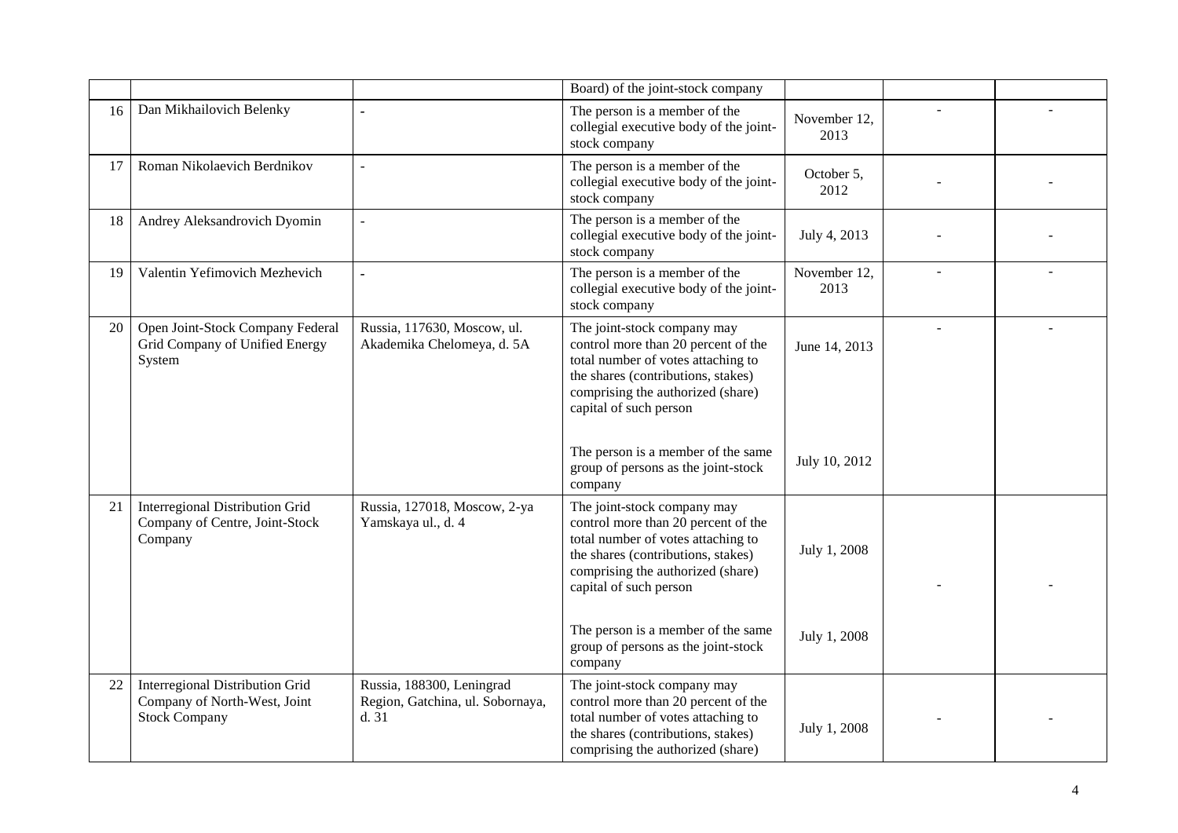| | | | Board) of the joint-stock company | | | |
|---|---|---|---|---|---|---|
| 16 | Dan Mikhailovich Belenky | - | The person is a member of the collegial executive body of the joint-stock company | November 12, 2013 | - | - |
| 17 | Roman Nikolaevich Berdnikov | - | The person is a member of the collegial executive body of the joint-stock company | October 5, 2012 | - | - |
| 18 | Andrey Aleksandrovich Dyomin | - | The person is a member of the collegial executive body of the joint-stock company | July 4, 2013 | - | - |
| 19 | Valentin Yefimovich Mezhevich | - | The person is a member of the collegial executive body of the joint-stock company | November 12, 2013 | - | - |
| 20 | Open Joint-Stock Company Federal Grid Company of Unified Energy System | Russia, 117630, Moscow, ul. Akademika Chelomeya, d. 5A | The joint-stock company may control more than 20 percent of the total number of votes attaching to the shares (contributions, stakes) comprising the authorized (share) capital of such person<br><br>The person is a member of the same group of persons as the joint-stock company | June 14, 2013<br><br>July 10, 2012 | - | - |
| 21 | Interregional Distribution Grid Company of Centre, Joint-Stock Company | Russia, 127018, Moscow, 2-ya Yamskaya ul., d. 4 | The joint-stock company may control more than 20 percent of the total number of votes attaching to the shares (contributions, stakes) comprising the authorized (share) capital of such person<br><br>The person is a member of the same group of persons as the joint-stock company | July 1, 2008<br><br>July 1, 2008 | - | - |
| 22 | Interregional Distribution Grid Company of North-West, Joint Stock Company | Russia, 188300, Leningrad Region, Gatchina, ul. Sobornaya, d. 31 | The joint-stock company may control more than 20 percent of the total number of votes attaching to the shares (contributions, stakes) comprising the authorized (share) | July 1, 2008 | - | - |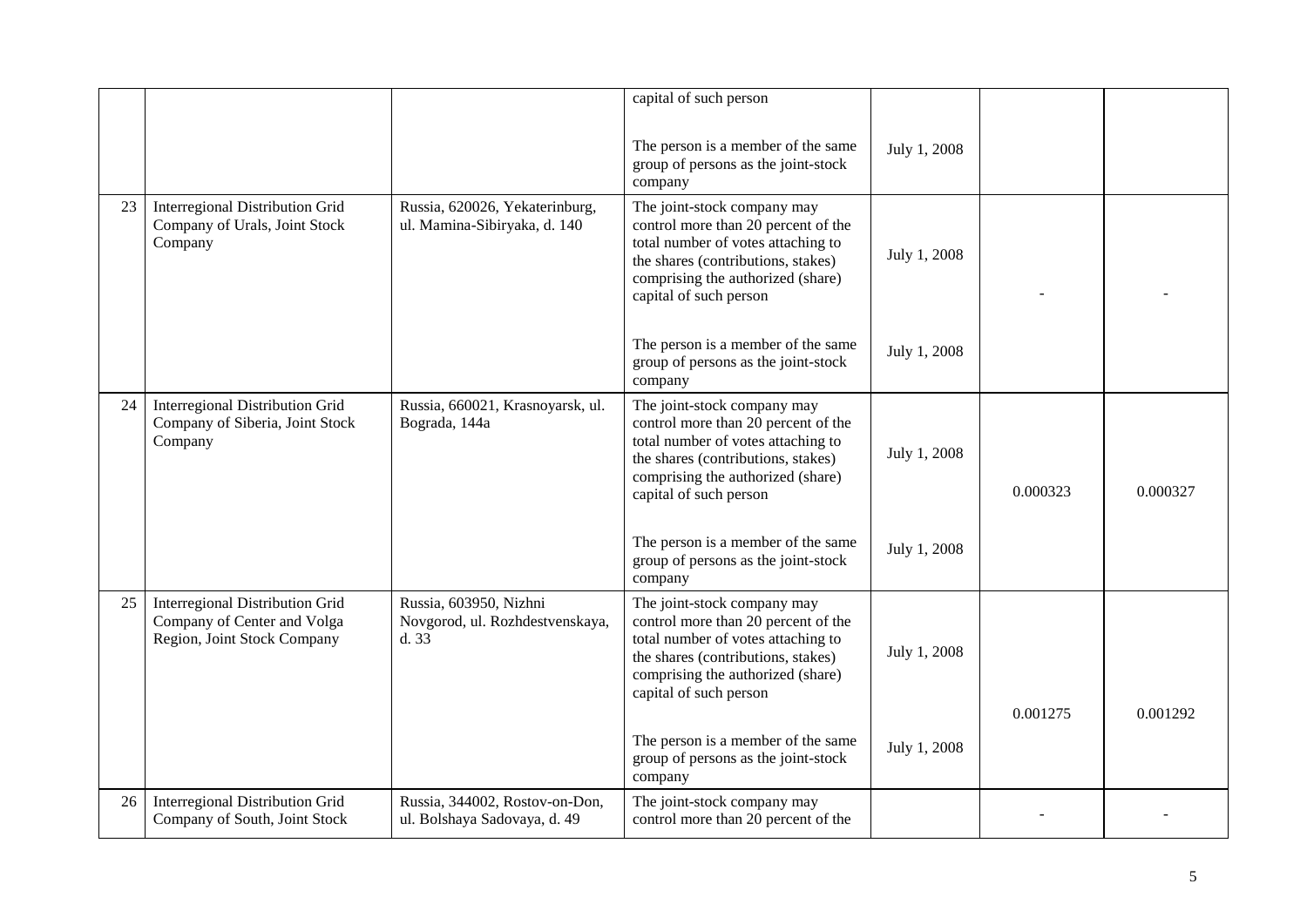|  |  |  | capital of such person<br><br>The person is a member of the same group of persons as the joint-stock company | July 1, 2008 |  |  |
|---|---|---|---|---|---|---|
| 23 | Interregional Distribution Grid Company of Urals, Joint Stock Company | Russia, 620026, Yekaterinburg, ul. Mamina-Sibiryaka, d. 140 | The joint-stock company may control more than 20 percent of the total number of votes attaching to the shares (contributions, stakes) comprising the authorized (share) capital of such person<br><br>The person is a member of the same group of persons as the joint-stock company | July 1, 2008<br><br>July 1, 2008 | - | - |
| 24 | Interregional Distribution Grid Company of Siberia, Joint Stock Company | Russia, 660021, Krasnoyarsk, ul. Bograda, 144a | The joint-stock company may control more than 20 percent of the total number of votes attaching to the shares (contributions, stakes) comprising the authorized (share) capital of such person<br><br>The person is a member of the same group of persons as the joint-stock company | July 1, 2008<br><br>July 1, 2008 | 0.000323 | 0.000327 |
| 25 | Interregional Distribution Grid Company of Center and Volga Region, Joint Stock Company | Russia, 603950, Nizhni Novgorod, ul. Rozhdestvenskaya, d. 33 | The joint-stock company may control more than 20 percent of the total number of votes attaching to the shares (contributions, stakes) comprising the authorized (share) capital of such person<br><br>The person is a member of the same group of persons as the joint-stock company | July 1, 2008<br><br>July 1, 2008 | 0.001275 | 0.001292 |
| 26 | Interregional Distribution Grid Company of South, Joint Stock | Russia, 344002, Rostov-on-Don, ul. Bolshaya Sadovaya, d. 49 | The joint-stock company may control more than 20 percent of the |  | - | - |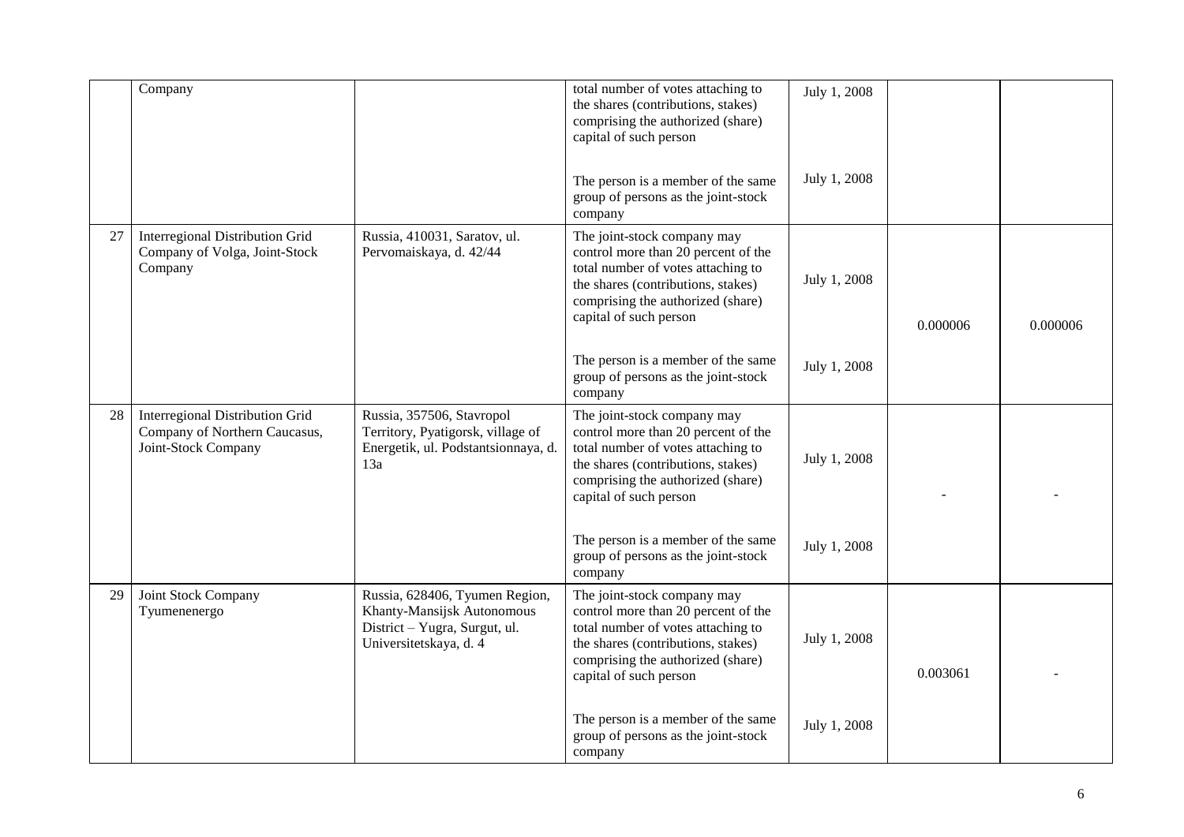| | | | | | | |
|---|---|---|---|---|---|---|
| | Company | | total number of votes attaching to the shares (contributions, stakes) comprising the authorized (share) capital of such person | July 1, 2008 | | |
| | | | The person is a member of the same group of persons as the joint-stock company | July 1, 2008 | | |
| 27 | Interregional Distribution Grid Company of Volga, Joint-Stock Company | Russia, 410031, Saratov, ul. Pervomaiskaya, d. 42/44 | The joint-stock company may control more than 20 percent of the total number of votes attaching to the shares (contributions, stakes) comprising the authorized (share) capital of such person | July 1, 2008 | 0.000006 | 0.000006 |
| | | | The person is a member of the same group of persons as the joint-stock company | July 1, 2008 | | |
| 28 | Interregional Distribution Grid Company of Northern Caucasus, Joint-Stock Company | Russia, 357506, Stavropol Territory, Pyatigorsk, village of Energetik, ul. Podstantsionnaya, d. 13a | The joint-stock company may control more than 20 percent of the total number of votes attaching to the shares (contributions, stakes) comprising the authorized (share) capital of such person | July 1, 2008 | - | - |
| | | | The person is a member of the same group of persons as the joint-stock company | July 1, 2008 | | |
| 29 | Joint Stock Company Tyumenenergo | Russia, 628406, Tyumen Region, Khanty-Mansijsk Autonomous District – Yugra, Surgut, ul. Universitetskaya, d. 4 | The joint-stock company may control more than 20 percent of the total number of votes attaching to the shares (contributions, stakes) comprising the authorized (share) capital of such person | July 1, 2008 | 0.003061 | - |
| | | | The person is a member of the same group of persons as the joint-stock company | July 1, 2008 | | |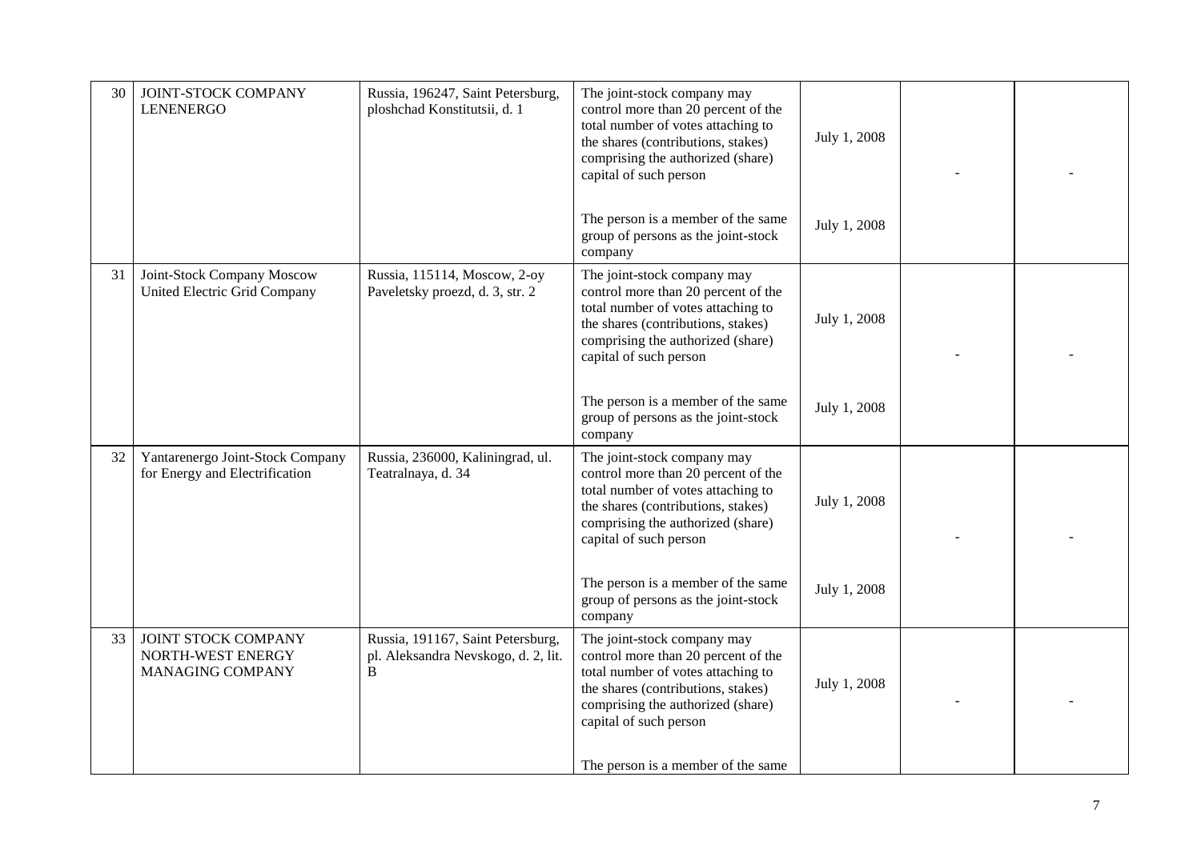| 30 | JOINT-STOCK COMPANY LENENERGO | Russia, 196247, Saint Petersburg, ploshchad Konstitutsii, d. 1 | The joint-stock company may control more than 20 percent of the total number of votes attaching to the shares (contributions, stakes) comprising the authorized (share) capital of such person<br><br>The person is a member of the same group of persons as the joint-stock company | July 1, 2008<br><br>July 1, 2008 | - | - |
|---|---|---|---|---|---|---|
| 31 | Joint-Stock Company Moscow United Electric Grid Company | Russia, 115114, Moscow, 2-oy Paveletsky proezd, d. 3, str. 2 | The joint-stock company may control more than 20 percent of the total number of votes attaching to the shares (contributions, stakes) comprising the authorized (share) capital of such person<br><br>The person is a member of the same group of persons as the joint-stock company | July 1, 2008<br><br>July 1, 2008 | - | - |
| 32 | Yantarenergo Joint-Stock Company for Energy and Electrification | Russia, 236000, Kaliningrad, ul. Teatralnaya, d. 34 | The joint-stock company may control more than 20 percent of the total number of votes attaching to the shares (contributions, stakes) comprising the authorized (share) capital of such person<br><br>The person is a member of the same group of persons as the joint-stock company | July 1, 2008<br><br>July 1, 2008 | - | - |
| 33 | JOINT STOCK COMPANY NORTH-WEST ENERGY MANAGING COMPANY | Russia, 191167, Saint Petersburg, pl. Aleksandra Nevskogo, d. 2, lit. B | The joint-stock company may control more than 20 percent of the total number of votes attaching to the shares (contributions, stakes) comprising the authorized (share) capital of such person<br><br>The person is a member of the same | July 1, 2008 | - | - |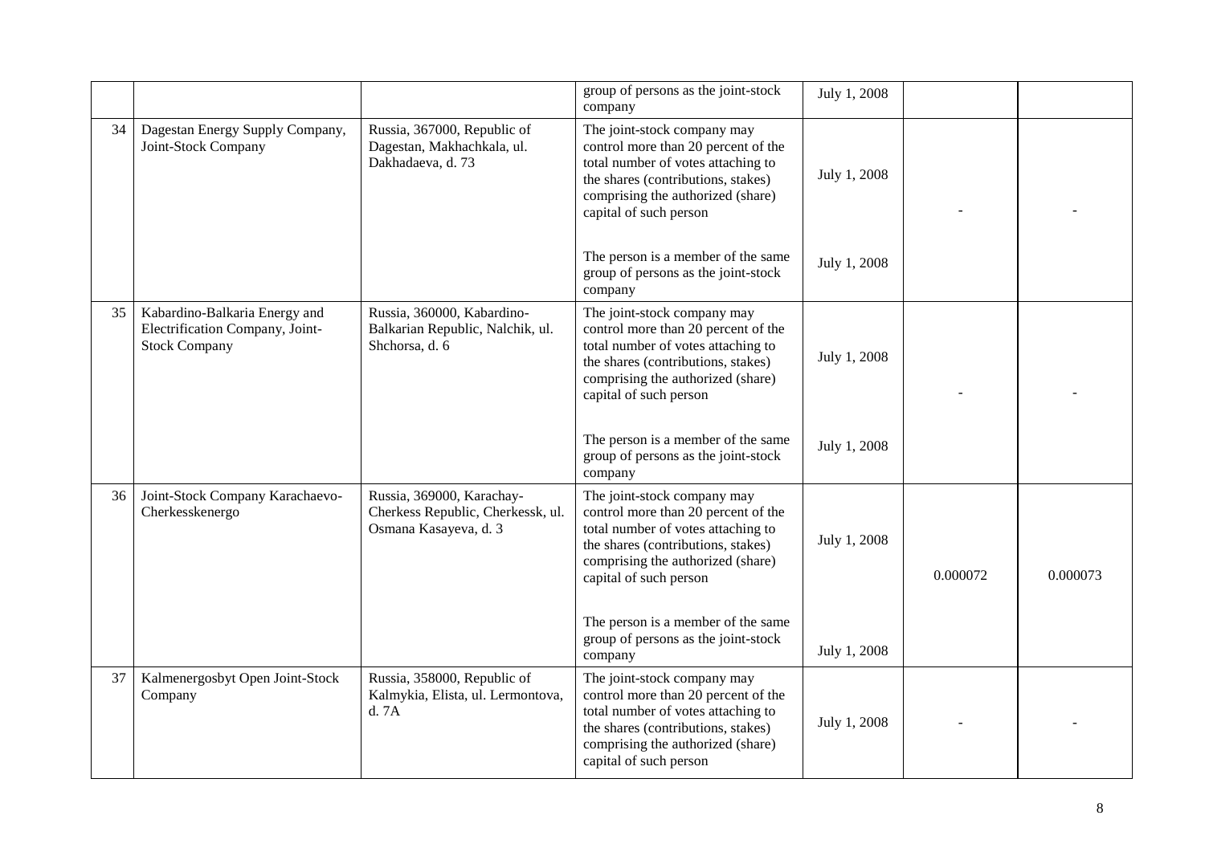| | | | | | | |
|---|---|---|---|---|---|---|
| | | | group of persons as the joint-stock company | July 1, 2008 | | |
| 34 | Dagestan Energy Supply Company, Joint-Stock Company | Russia, 367000, Republic of Dagestan, Makhachkala, ul. Dakhadaeva, d. 73 | The joint-stock company may control more than 20 percent of the total number of votes attaching to the shares (contributions, stakes) comprising the authorized (share) capital of such person | July 1, 2008 | - | - |
| | | | The person is a member of the same group of persons as the joint-stock company | July 1, 2008 | | |
| 35 | Kabardino-Balkaria Energy and Electrification Company, Joint-Stock Company | Russia, 360000, Kabardino-Balkarian Republic, Nalchik, ul. Shchorsa, d. 6 | The joint-stock company may control more than 20 percent of the total number of votes attaching to the shares (contributions, stakes) comprising the authorized (share) capital of such person | July 1, 2008 | - | - |
| | | | The person is a member of the same group of persons as the joint-stock company | July 1, 2008 | | |
| 36 | Joint-Stock Company Karachaevo-Cherkesskenergo | Russia, 369000, Karachay-Cherkess Republic, Cherkessk, ul. Osmana Kasayeva, d. 3 | The joint-stock company may control more than 20 percent of the total number of votes attaching to the shares (contributions, stakes) comprising the authorized (share) capital of such person | July 1, 2008 | 0.000072 | 0.000073 |
| | | | The person is a member of the same group of persons as the joint-stock company | July 1, 2008 | | |
| 37 | Kalmenergosbyt Open Joint-Stock Company | Russia, 358000, Republic of Kalmykia, Elista, ul. Lermontova, d. 7A | The joint-stock company may control more than 20 percent of the total number of votes attaching to the shares (contributions, stakes) comprising the authorized (share) capital of such person | July 1, 2008 | - | - |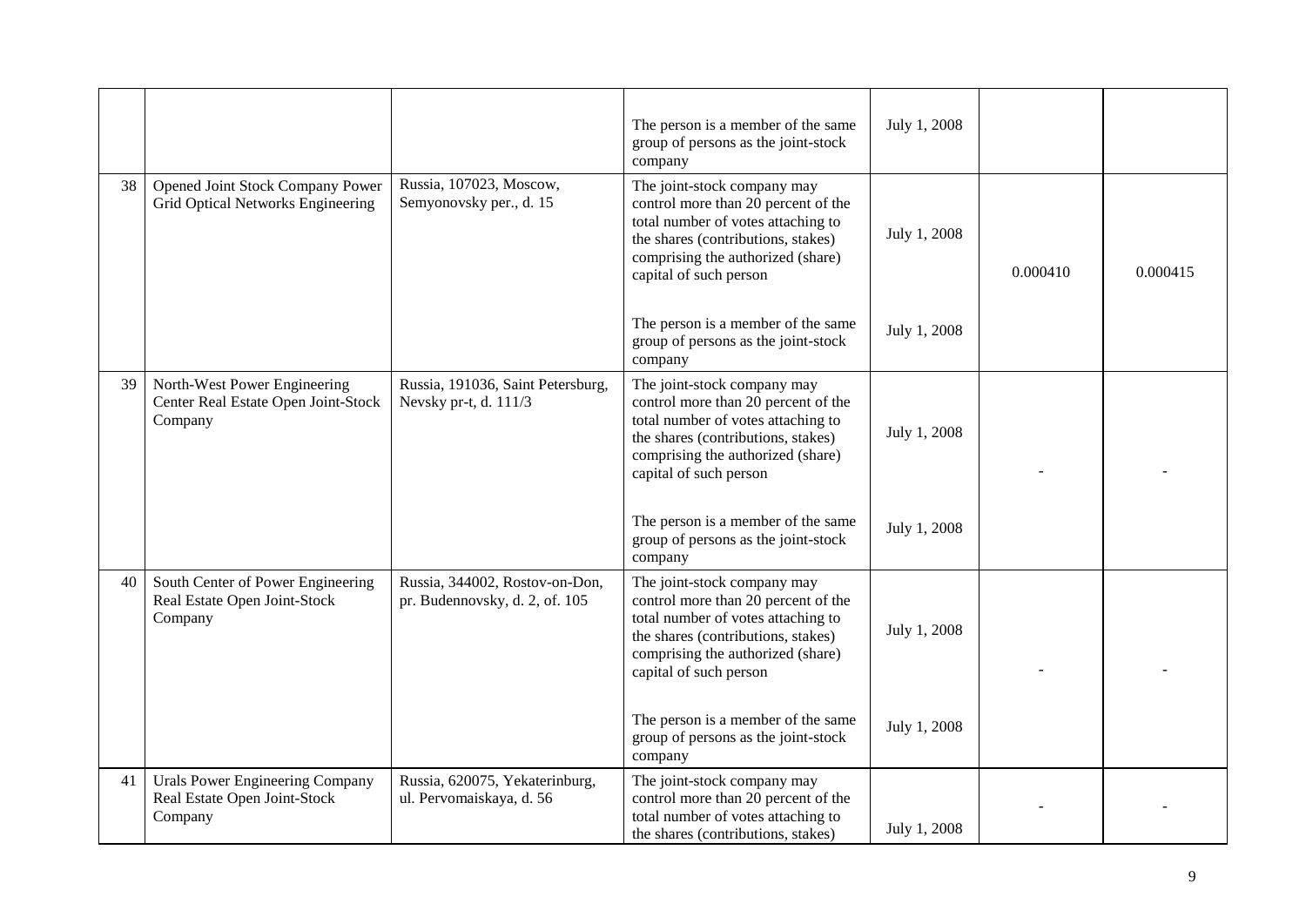| | | | | | | |
|---|---|---|---|---|---|---|
| | | | The person is a member of the same group of persons as the joint-stock company | July 1, 2008 | | |
| 38 | Opened Joint Stock Company Power Grid Optical Networks Engineering | Russia, 107023, Moscow, Semyonovsky per., d. 15 | The joint-stock company may control more than 20 percent of the total number of votes attaching to the shares (contributions, stakes) comprising the authorized (share) capital of such person | July 1, 2008 | 0.000410 | 0.000415 |
| | | | The person is a member of the same group of persons as the joint-stock company | July 1, 2008 | | |
| 39 | North-West Power Engineering Center Real Estate Open Joint-Stock Company | Russia, 191036, Saint Petersburg, Nevsky pr-t, d. 111/3 | The joint-stock company may control more than 20 percent of the total number of votes attaching to the shares (contributions, stakes) comprising the authorized (share) capital of such person | July 1, 2008 | - | - |
| | | | The person is a member of the same group of persons as the joint-stock company | July 1, 2008 | | |
| 40 | South Center of Power Engineering Real Estate Open Joint-Stock Company | Russia, 344002, Rostov-on-Don, pr. Budennovsky, d. 2, of. 105 | The joint-stock company may control more than 20 percent of the total number of votes attaching to the shares (contributions, stakes) comprising the authorized (share) capital of such person | July 1, 2008 | - | - |
| | | | The person is a member of the same group of persons as the joint-stock company | July 1, 2008 | | |
| 41 | Urals Power Engineering Company Real Estate Open Joint-Stock Company | Russia, 620075, Yekaterinburg, ul. Pervomaiskaya, d. 56 | The joint-stock company may control more than 20 percent of the total number of votes attaching to the shares (contributions, stakes) | July 1, 2008 | - | - |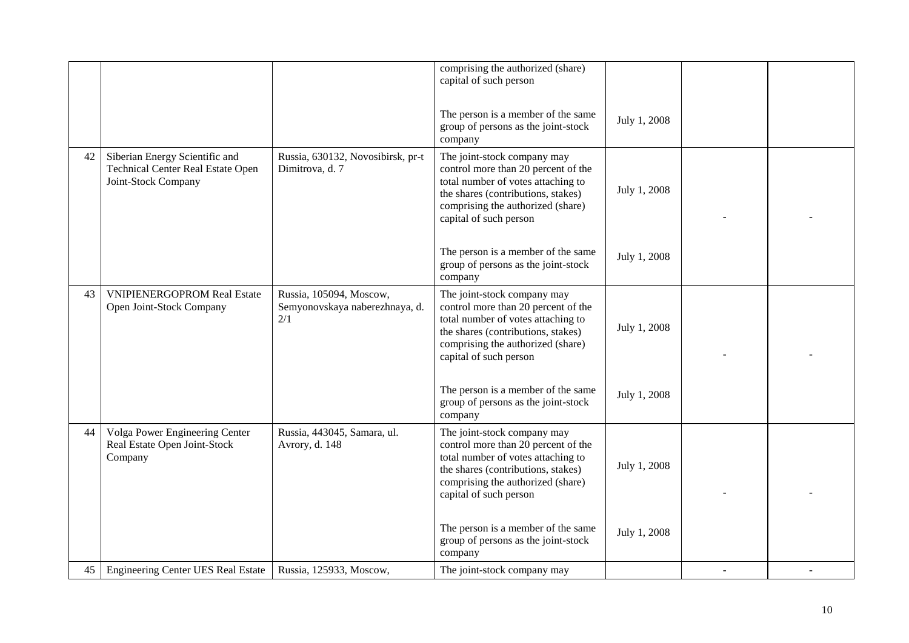|  |  |  |  |  |  |  |
|---|---|---|---|---|---|---|
|  |  |  | comprising the authorized (share) capital of such person |  |  |  |
|  |  |  | The person is a member of the same group of persons as the joint-stock company | July 1, 2008 |  |  |
| 42 | Siberian Energy Scientific and Technical Center Real Estate Open Joint-Stock Company | Russia, 630132, Novosibirsk, pr-t Dimitrova, d. 7 | The joint-stock company may control more than 20 percent of the total number of votes attaching to the shares (contributions, stakes) comprising the authorized (share) capital of such person | July 1, 2008 | - | - |
|  |  |  | The person is a member of the same group of persons as the joint-stock company | July 1, 2008 |  |  |
| 43 | VNIPIENERGOPROM Real Estate Open Joint-Stock Company | Russia, 105094, Moscow, Semyonovskaya naberezhnaya, d. 2/1 | The joint-stock company may control more than 20 percent of the total number of votes attaching to the shares (contributions, stakes) comprising the authorized (share) capital of such person | July 1, 2008 | - | - |
|  |  |  | The person is a member of the same group of persons as the joint-stock company | July 1, 2008 |  |  |
| 44 | Volga Power Engineering Center Real Estate Open Joint-Stock Company | Russia, 443045, Samara, ul. Avrory, d. 148 | The joint-stock company may control more than 20 percent of the total number of votes attaching to the shares (contributions, stakes) comprising the authorized (share) capital of such person | July 1, 2008 | - | - |
|  |  |  | The person is a member of the same group of persons as the joint-stock company | July 1, 2008 |  |  |
| 45 | Engineering Center UES Real Estate | Russia, 125933, Moscow, | The joint-stock company may |  | - | - |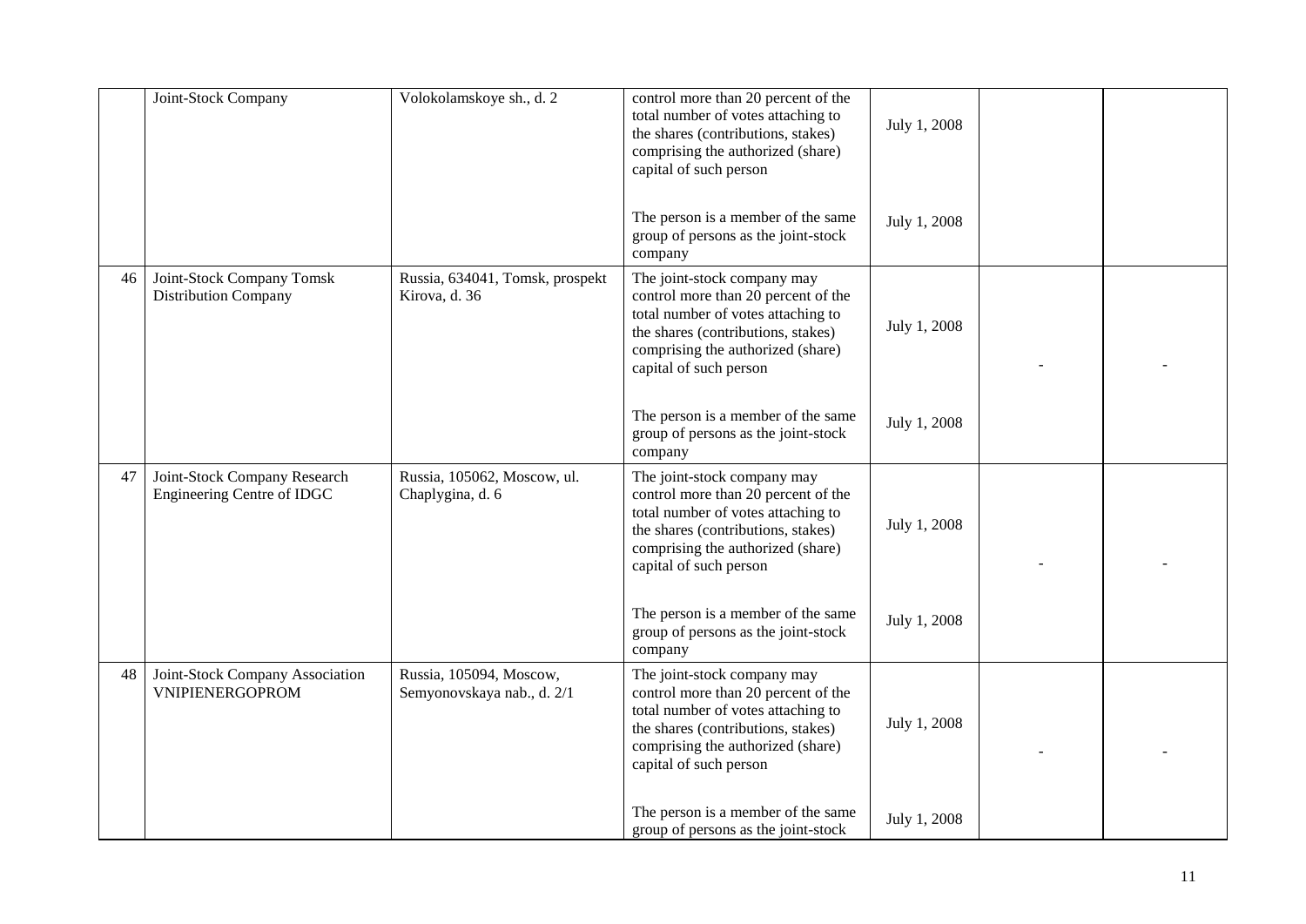|  |  |  |  |  |  |  |
|---|---|---|---|---|---|---|
|  | Joint-Stock Company | Volokolamskoye sh., d. 2 | control more than 20 percent of the total number of votes attaching to the shares (contributions, stakes) comprising the authorized (share) capital of such person | July 1, 2008 |  |  |
|  |  |  | The person is a member of the same group of persons as the joint-stock company | July 1, 2008 |  |  |
| 46 | Joint-Stock Company Tomsk Distribution Company | Russia, 634041, Tomsk, prospekt Kirova, d. 36 | The joint-stock company may control more than 20 percent of the total number of votes attaching to the shares (contributions, stakes) comprising the authorized (share) capital of such person | July 1, 2008 | - | - |
|  |  |  | The person is a member of the same group of persons as the joint-stock company | July 1, 2008 |  |  |
| 47 | Joint-Stock Company Research Engineering Centre of IDGC | Russia, 105062, Moscow, ul. Chaplygina, d. 6 | The joint-stock company may control more than 20 percent of the total number of votes attaching to the shares (contributions, stakes) comprising the authorized (share) capital of such person | July 1, 2008 | - | - |
|  |  |  | The person is a member of the same group of persons as the joint-stock company | July 1, 2008 |  |  |
| 48 | Joint-Stock Company Association VNIPIENERGOPROM | Russia, 105094, Moscow, Semyonovskaya nab., d. 2/1 | The joint-stock company may control more than 20 percent of the total number of votes attaching to the shares (contributions, stakes) comprising the authorized (share) capital of such person | July 1, 2008 | - | - |
|  |  |  | The person is a member of the same group of persons as the joint-stock | July 1, 2008 |  |  |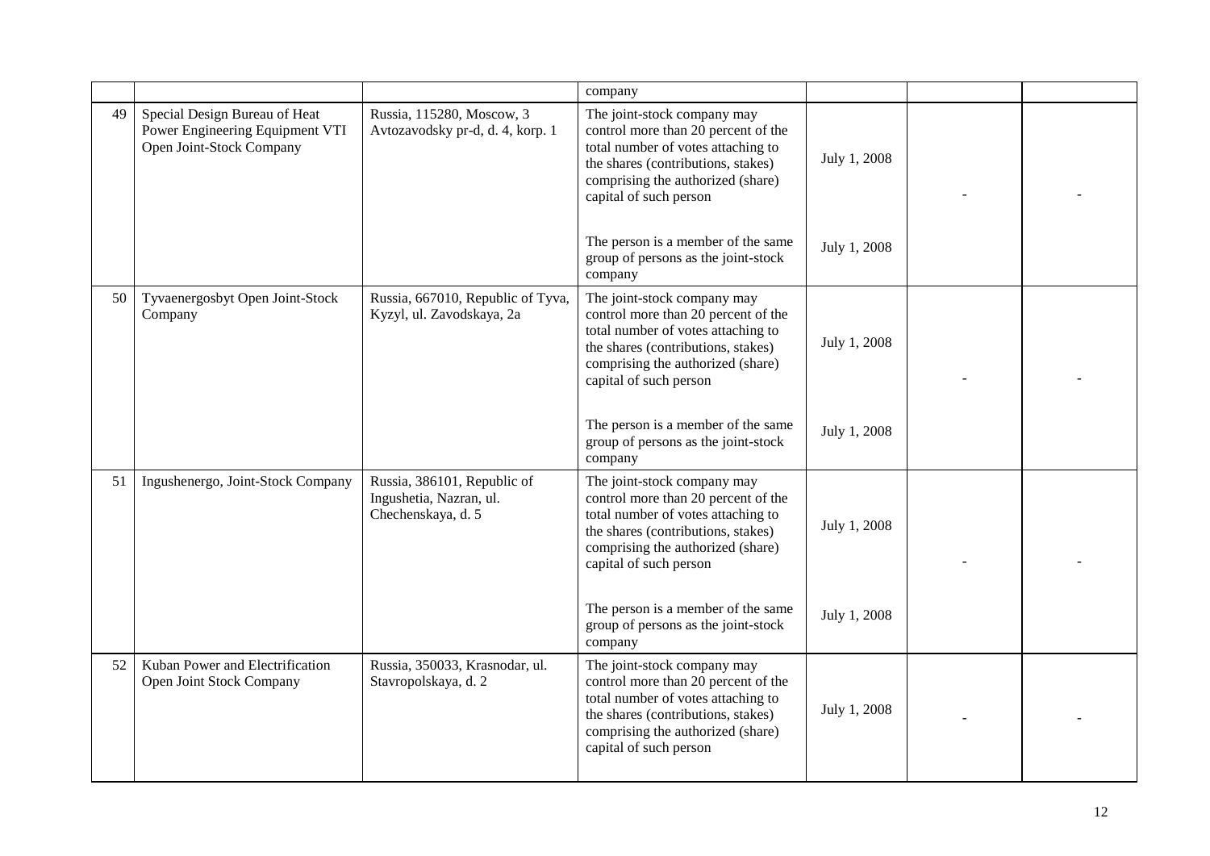| | | | company | | | |
|---|---|---|---|---|---|---|
| 49 | Special Design Bureau of Heat Power Engineering Equipment VTI Open Joint-Stock Company | Russia, 115280, Moscow, 3 Avtozavodsky pr-d, d. 4, korp. 1 | The joint-stock company may control more than 20 percent of the total number of votes attaching to the shares (contributions, stakes) comprising the authorized (share) capital of such person | July 1, 2008 | - | - |
| | | | The person is a member of the same group of persons as the joint-stock company | July 1, 2008 | | |
| 50 | Tyvaenergosbyt Open Joint-Stock Company | Russia, 667010, Republic of Tyva, Kyzyl, ul. Zavodskaya, 2a | The joint-stock company may control more than 20 percent of the total number of votes attaching to the shares (contributions, stakes) comprising the authorized (share) capital of such person | July 1, 2008 | - | - |
| | | | The person is a member of the same group of persons as the joint-stock company | July 1, 2008 | | |
| 51 | Ingushenergo, Joint-Stock Company | Russia, 386101, Republic of Ingushetia, Nazran, ul. Chechenskaya, d. 5 | The joint-stock company may control more than 20 percent of the total number of votes attaching to the shares (contributions, stakes) comprising the authorized (share) capital of such person | July 1, 2008 | - | - |
| | | | The person is a member of the same group of persons as the joint-stock company | July 1, 2008 | | |
| 52 | Kuban Power and Electrification Open Joint Stock Company | Russia, 350033, Krasnodar, ul. Stavropolskaya, d. 2 | The joint-stock company may control more than 20 percent of the total number of votes attaching to the shares (contributions, stakes) comprising the authorized (share) capital of such person | July 1, 2008 | - | - |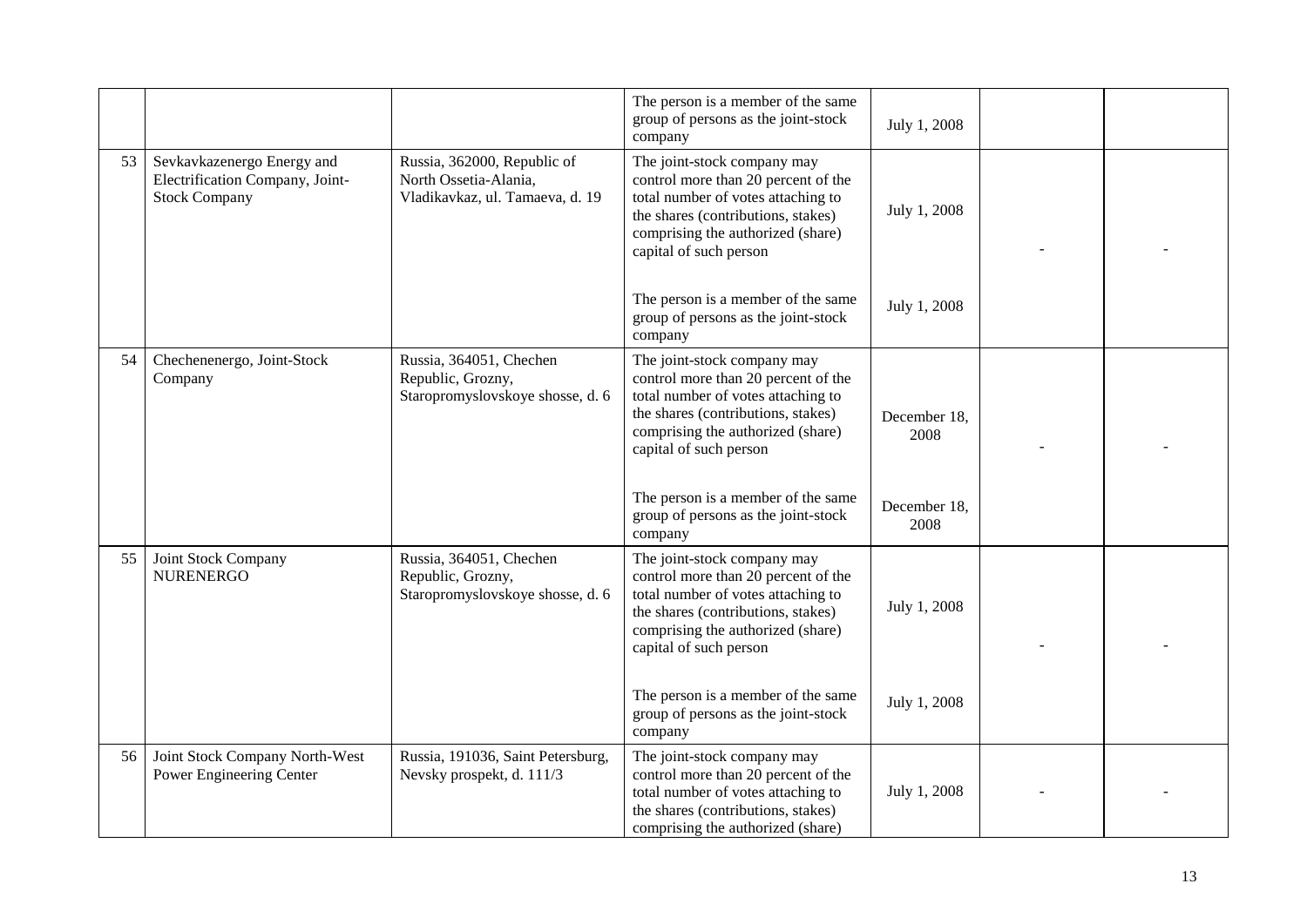| | | | | | | |
|---|---|---|---|---|---|---|
| | | | The person is a member of the same group of persons as the joint-stock company | July 1, 2008 | | |
| 53 | Sevkavkazenergo Energy and Electrification Company, Joint-Stock Company | Russia, 362000, Republic of North Ossetia-Alania, Vladikavkaz, ul. Tamaeva, d. 19 | The joint-stock company may control more than 20 percent of the total number of votes attaching to the shares (contributions, stakes) comprising the authorized (share) capital of such person | July 1, 2008 | - | - |
| | | | The person is a member of the same group of persons as the joint-stock company | July 1, 2008 | | |
| 54 | Chechenenergo, Joint-Stock Company | Russia, 364051, Chechen Republic, Grozny, Staropromyslovskoye shosse, d. 6 | The joint-stock company may control more than 20 percent of the total number of votes attaching to the shares (contributions, stakes) comprising the authorized (share) capital of such person | December 18, 2008 | - | - |
| | | | The person is a member of the same group of persons as the joint-stock company | December 18, 2008 | | |
| 55 | Joint Stock Company NURENERGO | Russia, 364051, Chechen Republic, Grozny, Staropromyslovskoye shosse, d. 6 | The joint-stock company may control more than 20 percent of the total number of votes attaching to the shares (contributions, stakes) comprising the authorized (share) capital of such person | July 1, 2008 | - | - |
| | | | The person is a member of the same group of persons as the joint-stock company | July 1, 2008 | | |
| 56 | Joint Stock Company North-West Power Engineering Center | Russia, 191036, Saint Petersburg, Nevsky prospekt, d. 111/3 | The joint-stock company may control more than 20 percent of the total number of votes attaching to the shares (contributions, stakes) comprising the authorized (share) | July 1, 2008 | - | - |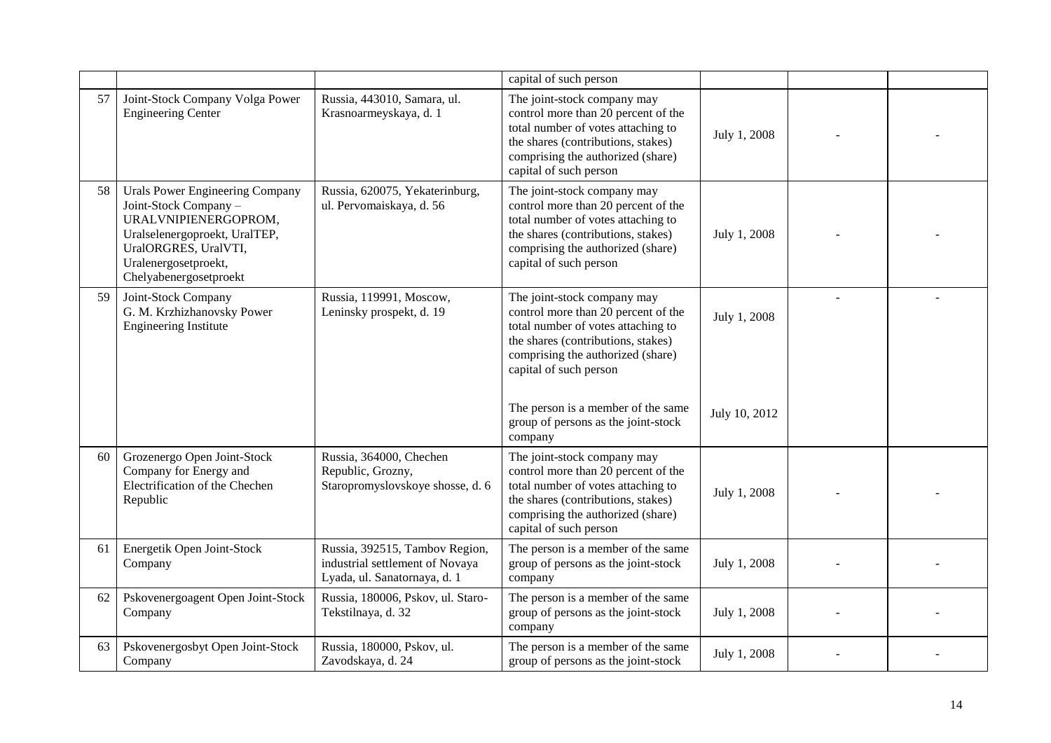|  |  |  | capital of such person |  |  |  |
|---|---|---|---|---|---|---|
| 57 | Joint-Stock Company Volga Power Engineering Center | Russia, 443010, Samara, ul. Krasnoarmeyskaya, d. 1 | The joint-stock company may control more than 20 percent of the total number of votes attaching to the shares (contributions, stakes) comprising the authorized (share) capital of such person | July 1, 2008 | - | - |
| 58 | Urals Power Engineering Company Joint-Stock Company – URALVNIPIENERGOPROM, Uralselenergoproekt, UralTEP, UralORGRES, UralVTI, Uralenergosetproekt, Chelyabenergosetproekt | Russia, 620075, Yekaterinburg, ul. Pervomaiskaya, d. 56 | The joint-stock company may control more than 20 percent of the total number of votes attaching to the shares (contributions, stakes) comprising the authorized (share) capital of such person | July 1, 2008 | - | - |
| 59 | Joint-Stock Company G. M. Krzhizhanovsky Power Engineering Institute | Russia, 119991, Moscow, Leninsky prospekt, d. 19 | The joint-stock company may control more than 20 percent of the total number of votes attaching to the shares (contributions, stakes) comprising the authorized (share) capital of such person<br><br>The person is a member of the same group of persons as the joint-stock company | July 1, 2008<br><br>July 10, 2012 | - | - |
| 60 | Grozenergo Open Joint-Stock Company for Energy and Electrification of the Chechen Republic | Russia, 364000, Chechen Republic, Grozny, Staropromyslovskoye shosse, d. 6 | The joint-stock company may control more than 20 percent of the total number of votes attaching to the shares (contributions, stakes) comprising the authorized (share) capital of such person | July 1, 2008 | - | - |
| 61 | Energetik Open Joint-Stock Company | Russia, 392515, Tambov Region, industrial settlement of Novaya Lyada, ul. Sanatornaya, d. 1 | The person is a member of the same group of persons as the joint-stock company | July 1, 2008 | - | - |
| 62 | Pskovenergoagent Open Joint-Stock Company | Russia, 180006, Pskov, ul. Staro-Tekstilnaya, d. 32 | The person is a member of the same group of persons as the joint-stock company | July 1, 2008 | - | - |
| 63 | Pskovenergosbyt Open Joint-Stock Company | Russia, 180000, Pskov, ul. Zavodskaya, d. 24 | The person is a member of the same group of persons as the joint-stock | July 1, 2008 | - | - |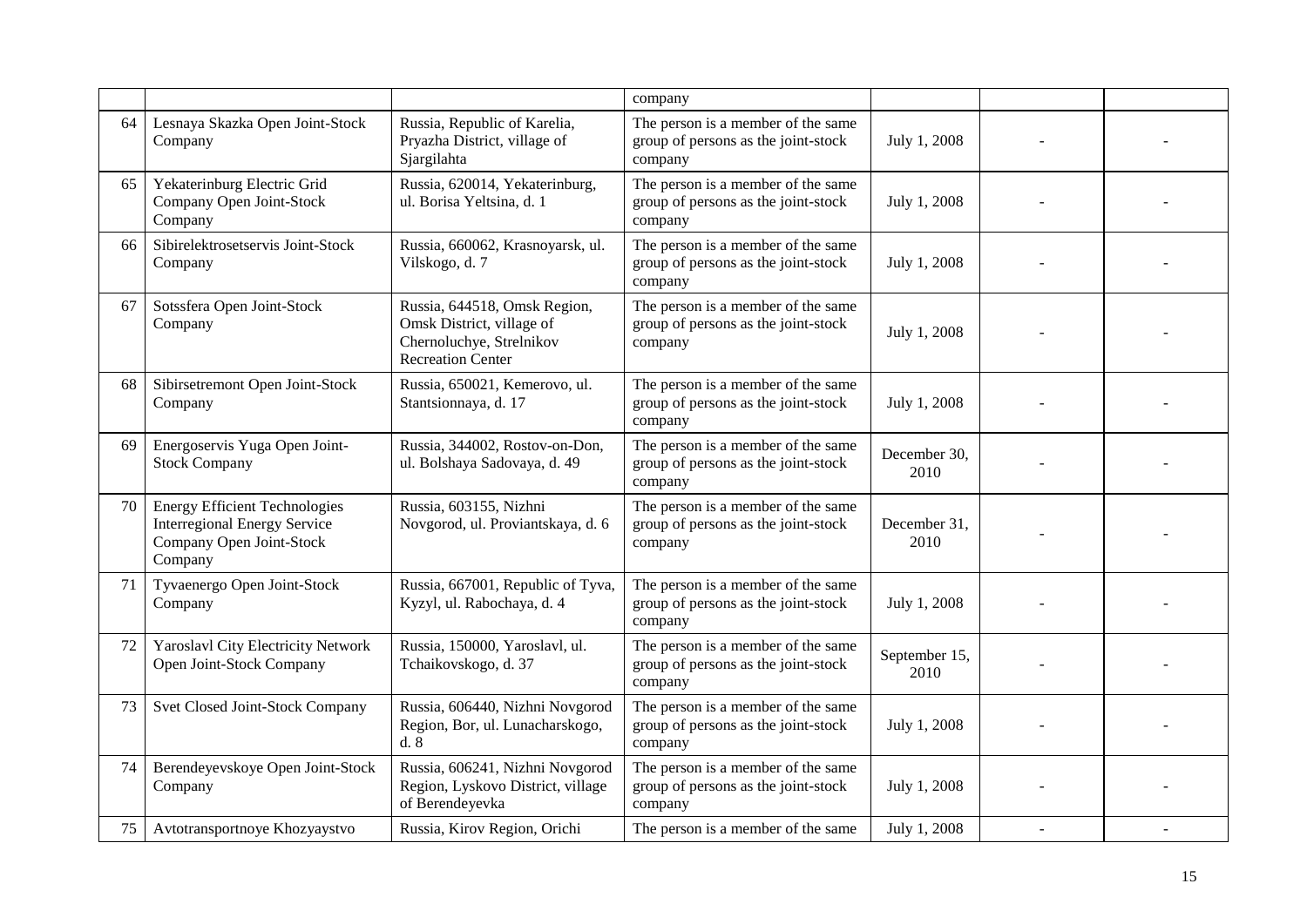| | | | | | | |
|---|---|---|---|---|---|---|
| | | | company | | | |
| 64 | Lesnaya Skazka Open Joint-Stock Company | Russia, Republic of Karelia, Pryazha District, village of Sjargilahta | The person is a member of the same group of persons as the joint-stock company | July 1, 2008 | - | - |
| 65 | Yekaterinburg Electric Grid Company Open Joint-Stock Company | Russia, 620014, Yekaterinburg, ul. Borisa Yeltsina, d. 1 | The person is a member of the same group of persons as the joint-stock company | July 1, 2008 | - | - |
| 66 | Sibirelektrosetservis Joint-Stock Company | Russia, 660062, Krasnoyarsk, ul. Vilskogo, d. 7 | The person is a member of the same group of persons as the joint-stock company | July 1, 2008 | - | - |
| 67 | Sotssfera Open Joint-Stock Company | Russia, 644518, Omsk Region, Omsk District, village of Chernoluchye, Strelnikov Recreation Center | The person is a member of the same group of persons as the joint-stock company | July 1, 2008 | - | - |
| 68 | Sibirsetremont Open Joint-Stock Company | Russia, 650021, Kemerovo, ul. Stantsionnaya, d. 17 | The person is a member of the same group of persons as the joint-stock company | July 1, 2008 | - | - |
| 69 | Energoservis Yuga Open Joint-Stock Company | Russia, 344002, Rostov-on-Don, ul. Bolshaya Sadovaya, d. 49 | The person is a member of the same group of persons as the joint-stock company | December 30, 2010 | - | - |
| 70 | Energy Efficient Technologies Interregional Energy Service Company Open Joint-Stock Company | Russia, 603155, Nizhni Novgorod, ul. Proviantskaya, d. 6 | The person is a member of the same group of persons as the joint-stock company | December 31, 2010 | - | - |
| 71 | Tyvaenergo Open Joint-Stock Company | Russia, 667001, Republic of Tyva, Kyzyl, ul. Rabochaya, d. 4 | The person is a member of the same group of persons as the joint-stock company | July 1, 2008 | - | - |
| 72 | Yaroslavl City Electricity Network Open Joint-Stock Company | Russia, 150000, Yaroslavl, ul. Tchaikovskogo, d. 37 | The person is a member of the same group of persons as the joint-stock company | September 15, 2010 | - | - |
| 73 | Svet Closed Joint-Stock Company | Russia, 606440, Nizhni Novgorod Region, Bor, ul. Lunacharskogo, d. 8 | The person is a member of the same group of persons as the joint-stock company | July 1, 2008 | - | - |
| 74 | Berendeyevskoye Open Joint-Stock Company | Russia, 606241, Nizhni Novgorod Region, Lyskovo District, village of Berendeyevka | The person is a member of the same group of persons as the joint-stock company | July 1, 2008 | - | - |
| 75 | Avtotransportnoye Khozyaystvo | Russia, Kirov Region, Orichi | The person is a member of the same | July 1, 2008 | - | - |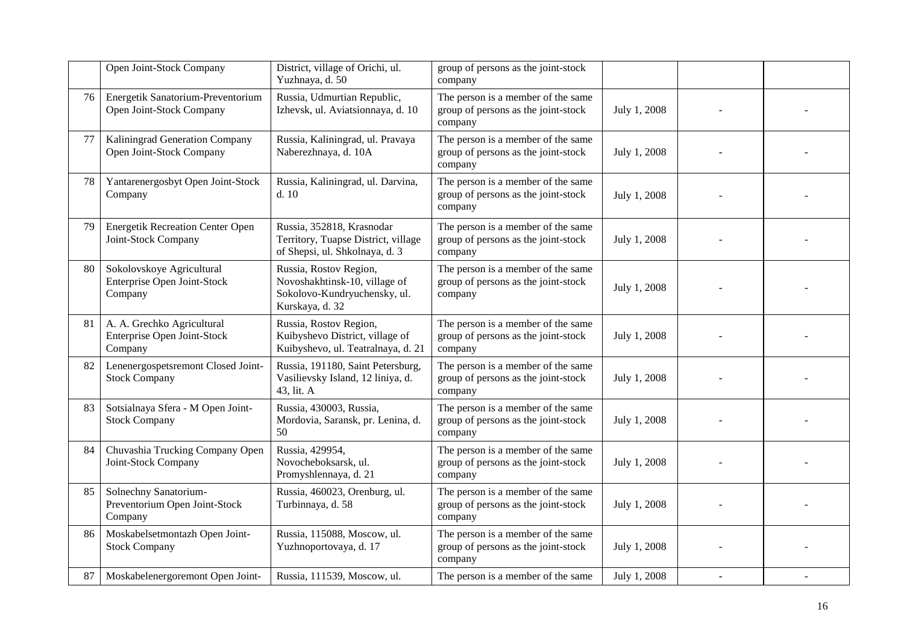| | | | | | | |
|---|---|---|---|---|---|---|
| | Open Joint-Stock Company | District, village of Orichi, ul. Yuzhnaya, d. 50 | group of persons as the joint-stock company | | | |
| 76 | Energetik Sanatorium-Preventorium Open Joint-Stock Company | Russia, Udmurtian Republic, Izhevsk, ul. Aviatsionnaya, d. 10 | The person is a member of the same group of persons as the joint-stock company | July 1, 2008 | - | - |
| 77 | Kaliningrad Generation Company Open Joint-Stock Company | Russia, Kaliningrad, ul. Pravaya Naberezhnaya, d. 10A | The person is a member of the same group of persons as the joint-stock company | July 1, 2008 | - | - |
| 78 | Yantarenergosbyt Open Joint-Stock Company | Russia, Kaliningrad, ul. Darvina, d. 10 | The person is a member of the same group of persons as the joint-stock company | July 1, 2008 | - | - |
| 79 | Energetik Recreation Center Open Joint-Stock Company | Russia, 352818, Krasnodar Territory, Tuapse District, village of Shepsi, ul. Shkolnaya, d. 3 | The person is a member of the same group of persons as the joint-stock company | July 1, 2008 | - | - |
| 80 | Sokolovskoye Agricultural Enterprise Open Joint-Stock Company | Russia, Rostov Region, Novoshakhtinsk-10, village of Sokolovo-Kundryuchensky, ul. Kurskaya, d. 32 | The person is a member of the same group of persons as the joint-stock company | July 1, 2008 | - | - |
| 81 | A. A. Grechko Agricultural Enterprise Open Joint-Stock Company | Russia, Rostov Region, Kuibyshevo District, village of Kuibyshevo, ul. Teatralnaya, d. 21 | The person is a member of the same group of persons as the joint-stock company | July 1, 2008 | - | - |
| 82 | Lenenergospetsremont Closed Joint-Stock Company | Russia, 191180, Saint Petersburg, Vasilievsky Island, 12 liniya, d. 43, lit. A | The person is a member of the same group of persons as the joint-stock company | July 1, 2008 | - | - |
| 83 | Sotsialnaya Sfera - M Open Joint-Stock Company | Russia, 430003, Russia, Mordovia, Saransk, pr. Lenina, d. 50 | The person is a member of the same group of persons as the joint-stock company | July 1, 2008 | - | - |
| 84 | Chuvashia Trucking Company Open Joint-Stock Company | Russia, 429954, Novocheboksarsk, ul. Promyshlennaya, d. 21 | The person is a member of the same group of persons as the joint-stock company | July 1, 2008 | - | - |
| 85 | Solnechny Sanatorium-Preventorium Open Joint-Stock Company | Russia, 460023, Orenburg, ul. Turbinnaya, d. 58 | The person is a member of the same group of persons as the joint-stock company | July 1, 2008 | - | - |
| 86 | Moskabelsetmontazh Open Joint-Stock Company | Russia, 115088, Moscow, ul. Yuzhnoportovaya, d. 17 | The person is a member of the same group of persons as the joint-stock company | July 1, 2008 | - | - |
| 87 | Moskabelenergoremont Open Joint- | Russia, 111539, Moscow, ul. | The person is a member of the same | July 1, 2008 | - | - |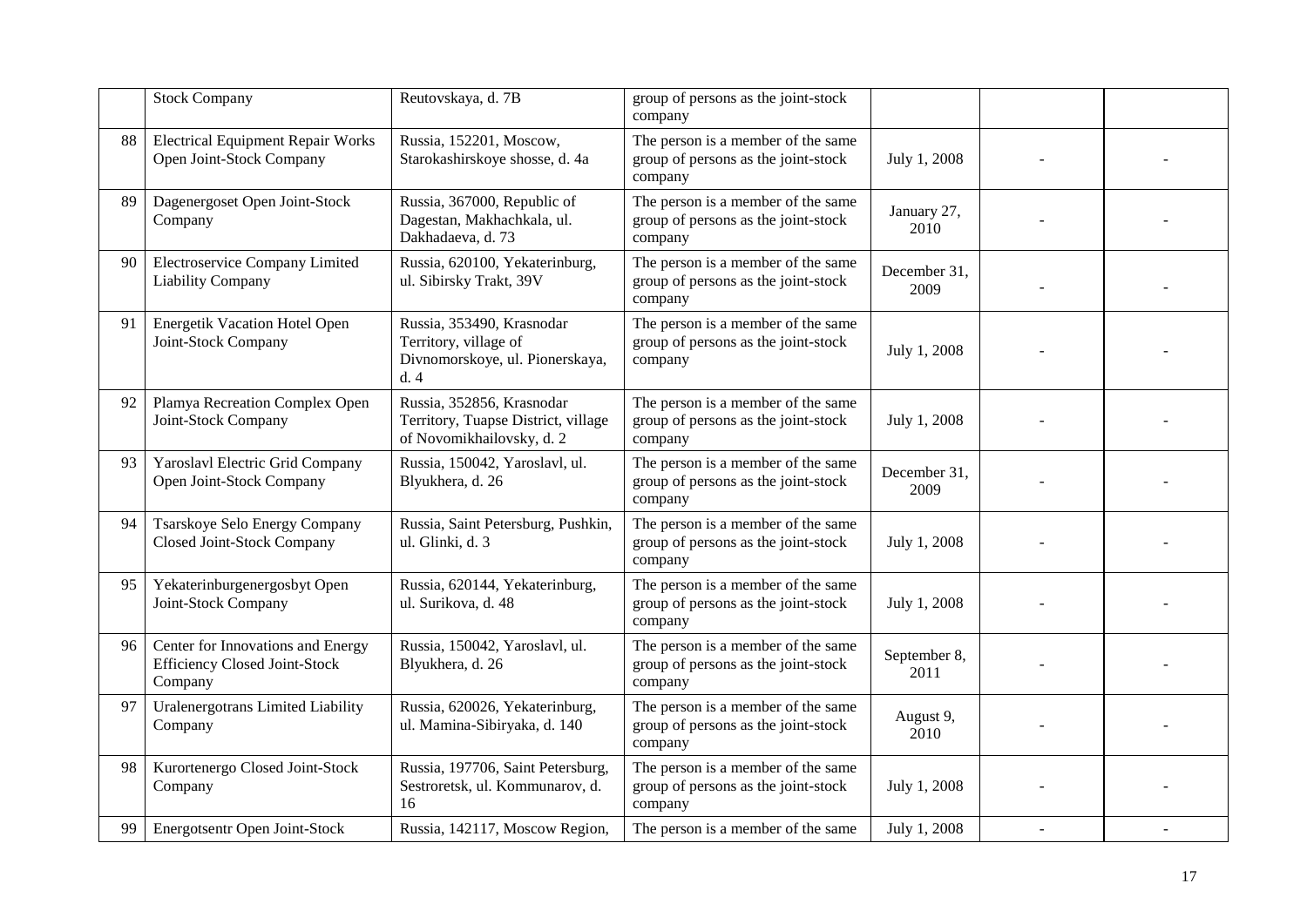| | | | | | | |
|---|---|---|---|---|---|---|
| | Stock Company | Reutovskaya, d. 7B | group of persons as the joint-stock company | | | |
| 88 | Electrical Equipment Repair Works Open Joint-Stock Company | Russia, 152201, Moscow, Starokashirskoye shosse, d. 4a | The person is a member of the same group of persons as the joint-stock company | July 1, 2008 | - | - |
| 89 | Dagenergoset Open Joint-Stock Company | Russia, 367000, Republic of Dagestan, Makhachkala, ul. Dakhadaeva, d. 73 | The person is a member of the same group of persons as the joint-stock company | January 27, 2010 | - | - |
| 90 | Electroservice Company Limited Liability Company | Russia, 620100, Yekaterinburg, ul. Sibirsky Trakt, 39V | The person is a member of the same group of persons as the joint-stock company | December 31, 2009 | - | - |
| 91 | Energetik Vacation Hotel Open Joint-Stock Company | Russia, 353490, Krasnodar Territory, village of Divnomorskoye, ul. Pionerskaya, d. 4 | The person is a member of the same group of persons as the joint-stock company | July 1, 2008 | - | - |
| 92 | Plamya Recreation Complex Open Joint-Stock Company | Russia, 352856, Krasnodar Territory, Tuapse District, village of Novomikhailovsky, d. 2 | The person is a member of the same group of persons as the joint-stock company | July 1, 2008 | - | - |
| 93 | Yaroslavl Electric Grid Company Open Joint-Stock Company | Russia, 150042, Yaroslavl, ul. Blyukhera, d. 26 | The person is a member of the same group of persons as the joint-stock company | December 31, 2009 | - | - |
| 94 | Tsarskoye Selo Energy Company Closed Joint-Stock Company | Russia, Saint Petersburg, Pushkin, ul. Glinki, d. 3 | The person is a member of the same group of persons as the joint-stock company | July 1, 2008 | - | - |
| 95 | Yekaterinburgenergosbyt Open Joint-Stock Company | Russia, 620144, Yekaterinburg, ul. Surikova, d. 48 | The person is a member of the same group of persons as the joint-stock company | July 1, 2008 | - | - |
| 96 | Center for Innovations and Energy Efficiency Closed Joint-Stock Company | Russia, 150042, Yaroslavl, ul. Blyukhera, d. 26 | The person is a member of the same group of persons as the joint-stock company | September 8, 2011 | - | - |
| 97 | Uralenergotrans Limited Liability Company | Russia, 620026, Yekaterinburg, ul. Mamina-Sibiryaka, d. 140 | The person is a member of the same group of persons as the joint-stock company | August 9, 2010 | - | - |
| 98 | Kurortenergo Closed Joint-Stock Company | Russia, 197706, Saint Petersburg, Sestroretsk, ul. Kommunarov, d. 16 | The person is a member of the same group of persons as the joint-stock company | July 1, 2008 | - | - |
| 99 | Energotsentr Open Joint-Stock | Russia, 142117, Moscow Region, | The person is a member of the same | July 1, 2008 | - | - |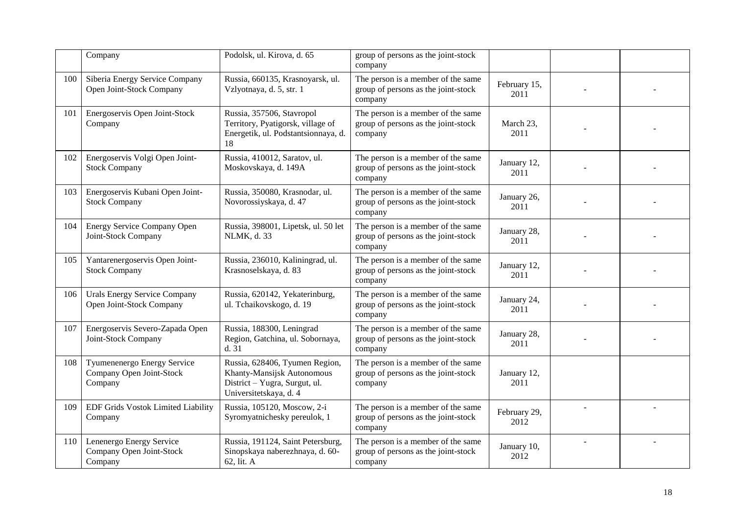|  | Company | Podolsk, ul. Kirova, d. 65 | group of persons as the joint-stock company |  |  |  |
|---|---|---|---|---|---|---|
| 100 | Siberia Energy Service Company Open Joint-Stock Company | Russia, 660135, Krasnoyarsk, ul. Vzlyotnaya, d. 5, str. 1 | The person is a member of the same group of persons as the joint-stock company | February 15, 2011 | - | - |
| 101 | Energoservis Open Joint-Stock Company | Russia, 357506, Stavropol Territory, Pyatigorsk, village of Energetik, ul. Podstantsionnaya, d. 18 | The person is a member of the same group of persons as the joint-stock company | March 23, 2011 | - | - |
| 102 | Energoservis Volgi Open Joint-Stock Company | Russia, 410012, Saratov, ul. Moskovskaya, d. 149A | The person is a member of the same group of persons as the joint-stock company | January 12, 2011 | - | - |
| 103 | Energoservis Kubani Open Joint-Stock Company | Russia, 350080, Krasnodar, ul. Novorossiyskaya, d. 47 | The person is a member of the same group of persons as the joint-stock company | January 26, 2011 | - | - |
| 104 | Energy Service Company Open Joint-Stock Company | Russia, 398001, Lipetsk, ul. 50 let NLMK, d. 33 | The person is a member of the same group of persons as the joint-stock company | January 28, 2011 | - | - |
| 105 | Yantarenergoservis Open Joint-Stock Company | Russia, 236010, Kaliningrad, ul. Krasnoselskaya, d. 83 | The person is a member of the same group of persons as the joint-stock company | January 12, 2011 | - | - |
| 106 | Urals Energy Service Company Open Joint-Stock Company | Russia, 620142, Yekaterinburg, ul. Tchaikovskogo, d. 19 | The person is a member of the same group of persons as the joint-stock company | January 24, 2011 | - | - |
| 107 | Energoservis Severo-Zapada Open Joint-Stock Company | Russia, 188300, Leningrad Region, Gatchina, ul. Sobornaya, d. 31 | The person is a member of the same group of persons as the joint-stock company | January 28, 2011 | - | - |
| 108 | Tyumenenergo Energy Service Company Open Joint-Stock Company | Russia, 628406, Tyumen Region, Khanty-Mansijsk Autonomous District – Yugra, Surgut, ul. Universitetskaya, d. 4 | The person is a member of the same group of persons as the joint-stock company | January 12, 2011 |  |  |
| 109 | EDF Grids Vostok Limited Liability Company | Russia, 105120, Moscow, 2-i Syromyatnichesky pereulok, 1 | The person is a member of the same group of persons as the joint-stock company | February 29, 2012 | - | - |
| 110 | Lenenergo Energy Service Company Open Joint-Stock Company | Russia, 191124, Saint Petersburg, Sinopskaya naberezhnaya, d. 60-62, lit. A | The person is a member of the same group of persons as the joint-stock company | January 10, 2012 | - | - |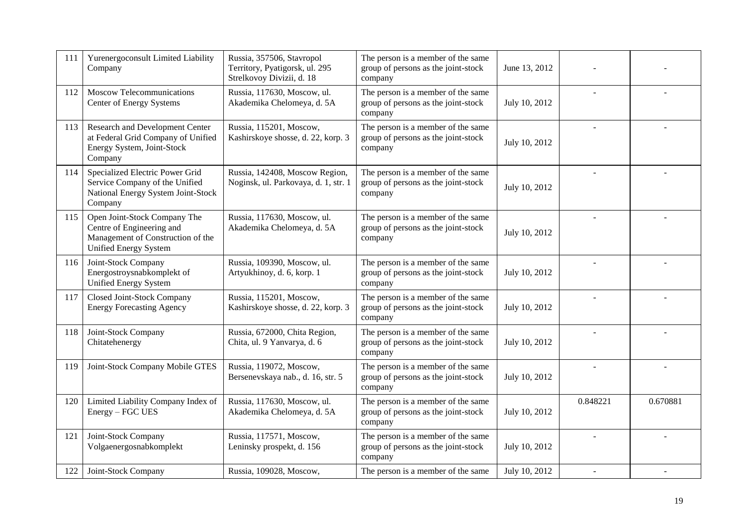| 111 | Yurenergoconsult Limited Liability Company | Russia, 357506, Stavropol Territory, Pyatigorsk, ul. 295 Strelkovoy Divizii, d. 18 | The person is a member of the same group of persons as the joint-stock company | June 13, 2012 | - | - |
|---|---|---|---|---|---|---|
| 112 | Moscow Telecommunications Center of Energy Systems | Russia, 117630, Moscow, ul. Akademika Chelomeya, d. 5A | The person is a member of the same group of persons as the joint-stock company | July 10, 2012 | - | - |
| 113 | Research and Development Center at Federal Grid Company of Unified Energy System, Joint-Stock Company | Russia, 115201, Moscow, Kashirskoye shosse, d. 22, korp. 3 | The person is a member of the same group of persons as the joint-stock company | July 10, 2012 | - | - |
| 114 | Specialized Electric Power Grid Service Company of the Unified National Energy System Joint-Stock Company | Russia, 142408, Moscow Region, Noginsk, ul. Parkovaya, d. 1, str. 1 | The person is a member of the same group of persons as the joint-stock company | July 10, 2012 | - | - |
| 115 | Open Joint-Stock Company The Centre of Engineering and Management of Construction of the Unified Energy System | Russia, 117630, Moscow, ul. Akademika Chelomeya, d. 5A | The person is a member of the same group of persons as the joint-stock company | July 10, 2012 | - | - |
| 116 | Joint-Stock Company Energostroysnabkomplekt of Unified Energy System | Russia, 109390, Moscow, ul. Artyukhinoy, d. 6, korp. 1 | The person is a member of the same group of persons as the joint-stock company | July 10, 2012 | - | - |
| 117 | Closed Joint-Stock Company Energy Forecasting Agency | Russia, 115201, Moscow, Kashirskoye shosse, d. 22, korp. 3 | The person is a member of the same group of persons as the joint-stock company | July 10, 2012 | - | - |
| 118 | Joint-Stock Company Chitatehenergy | Russia, 672000, Chita Region, Chita, ul. 9 Yanvarya, d. 6 | The person is a member of the same group of persons as the joint-stock company | July 10, 2012 | - | - |
| 119 | Joint-Stock Company Mobile GTES | Russia, 119072, Moscow, Bersenevskaya nab., d. 16, str. 5 | The person is a member of the same group of persons as the joint-stock company | July 10, 2012 | - | - |
| 120 | Limited Liability Company Index of Energy – FGC UES | Russia, 117630, Moscow, ul. Akademika Chelomeya, d. 5A | The person is a member of the same group of persons as the joint-stock company | July 10, 2012 | 0.848221 | 0.670881 |
| 121 | Joint-Stock Company Volgaenergosnabkomplekt | Russia, 117571, Moscow, Leninsky prospekt, d. 156 | The person is a member of the same group of persons as the joint-stock company | July 10, 2012 | - | - |
| 122 | Joint-Stock Company | Russia, 109028, Moscow, | The person is a member of the same | July 10, 2012 | - | - |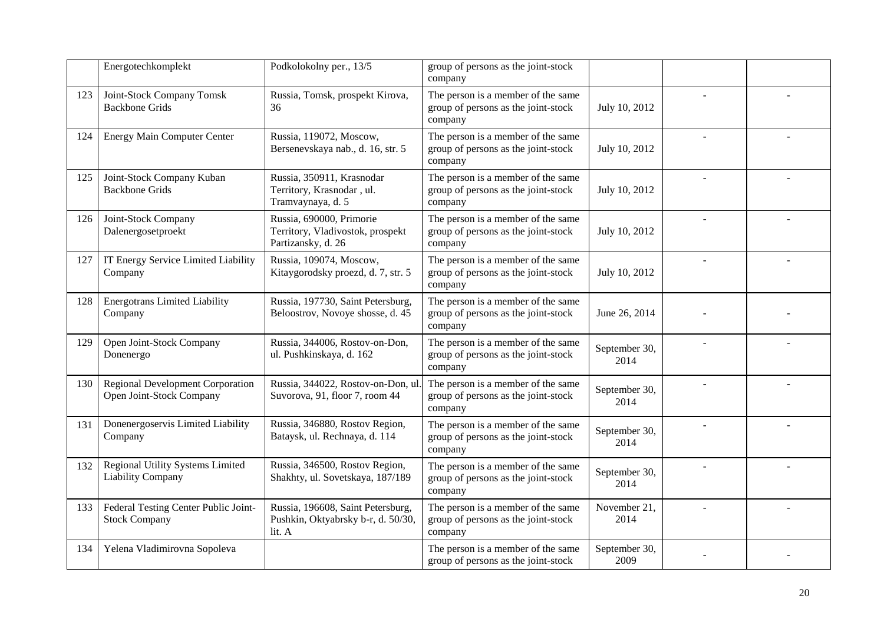|  |  |  |  |  |  |  |
|---|---|---|---|---|---|---|
|  | Energotechkomplekt | Podkolokolny per., 13/5 | group of persons as the joint-stock company |  |  |  |
| 123 | Joint-Stock Company Tomsk Backbone Grids | Russia, Tomsk, prospekt Kirova, 36 | The person is a member of the same group of persons as the joint-stock company | July 10, 2012 | - | - |
| 124 | Energy Main Computer Center | Russia, 119072, Moscow, Bersenevskaya nab., d. 16, str. 5 | The person is a member of the same group of persons as the joint-stock company | July 10, 2012 | - | - |
| 125 | Joint-Stock Company Kuban Backbone Grids | Russia, 350911, Krasnodar Territory, Krasnodar , ul. Tramvaynaya, d. 5 | The person is a member of the same group of persons as the joint-stock company | July 10, 2012 | - | - |
| 126 | Joint-Stock Company Dalenergosetproekt | Russia, 690000, Primorie Territory, Vladivostok, prospekt Partizansky, d. 26 | The person is a member of the same group of persons as the joint-stock company | July 10, 2012 | - | - |
| 127 | IT Energy Service Limited Liability Company | Russia, 109074, Moscow, Kitaygorodsky proezd, d. 7, str. 5 | The person is a member of the same group of persons as the joint-stock company | July 10, 2012 | - | - |
| 128 | Energotrans Limited Liability Company | Russia, 197730, Saint Petersburg, Beloostrov, Novoye shosse, d. 45 | The person is a member of the same group of persons as the joint-stock company | June 26, 2014 | - | - |
| 129 | Open Joint-Stock Company Donenergo | Russia, 344006, Rostov-on-Don, ul. Pushkinskaya, d. 162 | The person is a member of the same group of persons as the joint-stock company | September 30, 2014 | - | - |
| 130 | Regional Development Corporation Open Joint-Stock Company | Russia, 344022, Rostov-on-Don, ul. Suvorova, 91, floor 7, room 44 | The person is a member of the same group of persons as the joint-stock company | September 30, 2014 | - | - |
| 131 | Donenergoservis Limited Liability Company | Russia, 346880, Rostov Region, Bataysk, ul. Rechnaya, d. 114 | The person is a member of the same group of persons as the joint-stock company | September 30, 2014 | - | - |
| 132 | Regional Utility Systems Limited Liability Company | Russia, 346500, Rostov Region, Shakhty, ul. Sovetskaya, 187/189 | The person is a member of the same group of persons as the joint-stock company | September 30, 2014 | - | - |
| 133 | Federal Testing Center Public Joint-Stock Company | Russia, 196608, Saint Petersburg, Pushkin, Oktyabrsky b-r, d. 50/30, lit. A | The person is a member of the same group of persons as the joint-stock company | November 21, 2014 | - | - |
| 134 | Yelena Vladimirovna Sopoleva |  | The person is a member of the same group of persons as the joint-stock | September 30, 2009 | - | - |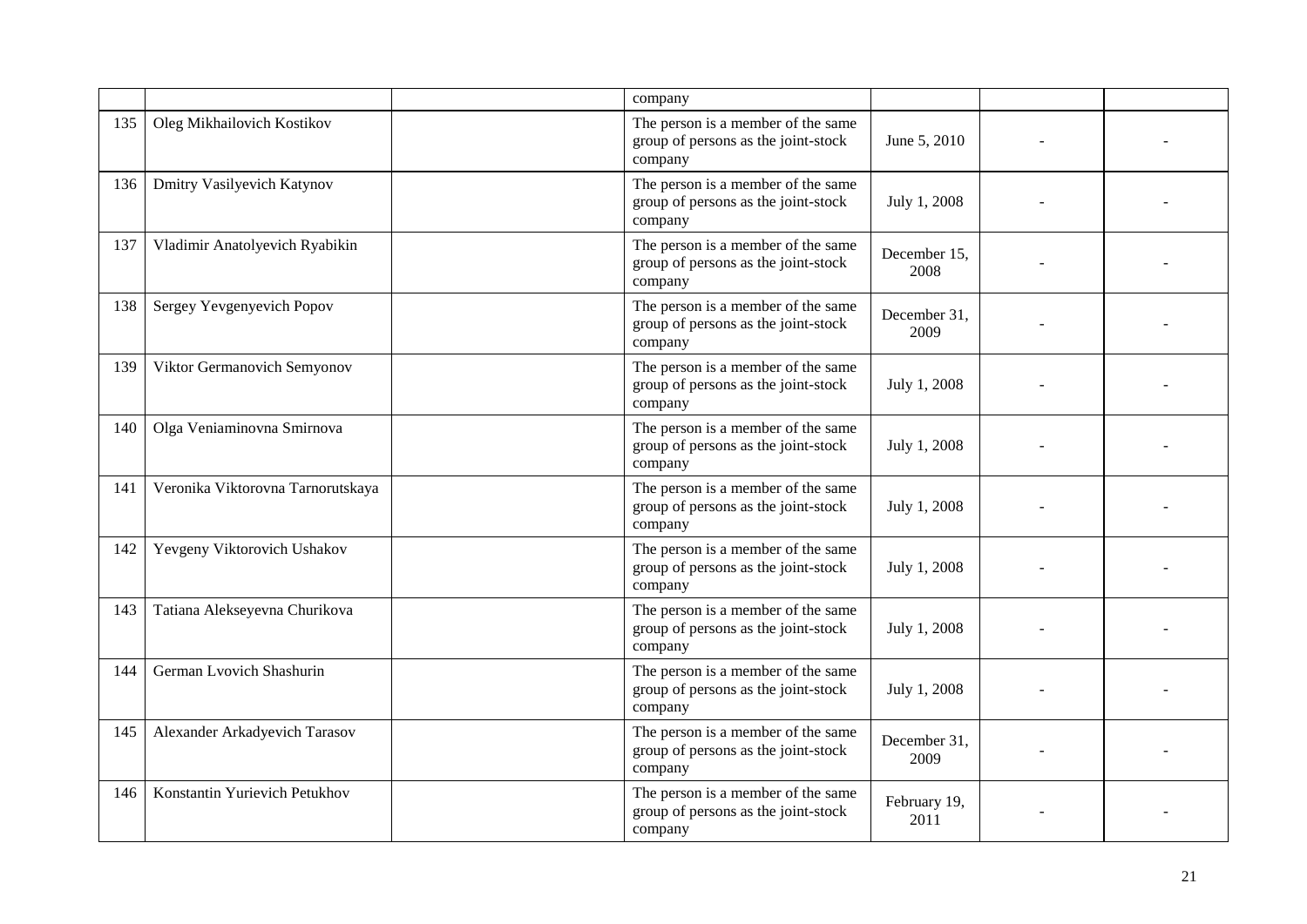| | | | | | | |
|---|---|---|---|---|---|---|
| | | | company | | | |
| 135 | Oleg Mikhailovich Kostikov | | The person is a member of the same group of persons as the joint-stock company | June 5, 2010 | - | - |
| 136 | Dmitry Vasilyevich Katynov | | The person is a member of the same group of persons as the joint-stock company | July 1, 2008 | - | - |
| 137 | Vladimir Anatolyevich Ryabikin | | The person is a member of the same group of persons as the joint-stock company | December 15, 2008 | - | - |
| 138 | Sergey Yevgenyevich Popov | | The person is a member of the same group of persons as the joint-stock company | December 31, 2009 | - | - |
| 139 | Viktor Germanovich Semyonov | | The person is a member of the same group of persons as the joint-stock company | July 1, 2008 | - | - |
| 140 | Olga Veniaminovna Smirnova | | The person is a member of the same group of persons as the joint-stock company | July 1, 2008 | - | - |
| 141 | Veronika Viktorovna Tarnorutskaya | | The person is a member of the same group of persons as the joint-stock company | July 1, 2008 | - | - |
| 142 | Yevgeny Viktorovich Ushakov | | The person is a member of the same group of persons as the joint-stock company | July 1, 2008 | - | - |
| 143 | Tatiana Alekseyevna Churikova | | The person is a member of the same group of persons as the joint-stock company | July 1, 2008 | - | - |
| 144 | German Lvovich Shashurin | | The person is a member of the same group of persons as the joint-stock company | July 1, 2008 | - | - |
| 145 | Alexander Arkadyevich Tarasov | | The person is a member of the same group of persons as the joint-stock company | December 31, 2009 | - | - |
| 146 | Konstantin Yurievich Petukhov | | The person is a member of the same group of persons as the joint-stock company | February 19, 2011 | - | - |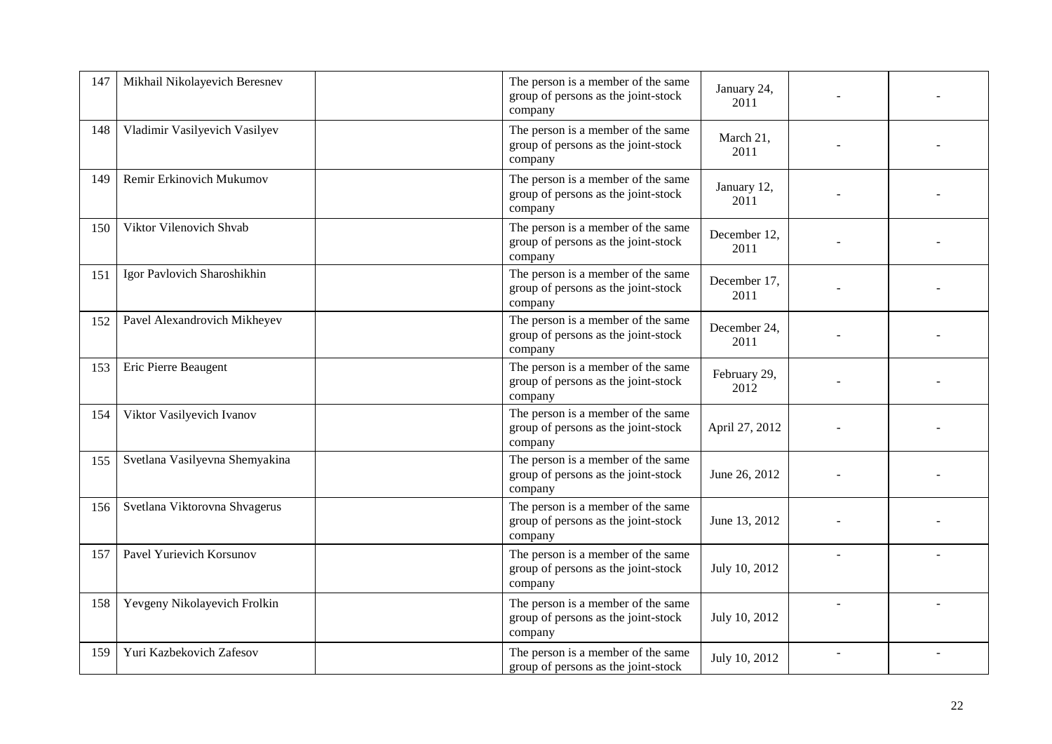| 147 | Mikhail Nikolayevich Beresnev | | The person is a member of the same group of persons as the joint-stock company | January 24, 2011 | - | - |
|---|---|---|---|---|---|---|
| 148 | Vladimir Vasilyevich Vasilyev | | The person is a member of the same group of persons as the joint-stock company | March 21, 2011 | - | - |
| 149 | Remir Erkinovich Mukumov | | The person is a member of the same group of persons as the joint-stock company | January 12, 2011 | - | - |
| 150 | Viktor Vilenovich Shvab | | The person is a member of the same group of persons as the joint-stock company | December 12, 2011 | - | - |
| 151 | Igor Pavlovich Sharoshikhin | | The person is a member of the same group of persons as the joint-stock company | December 17, 2011 | - | - |
| 152 | Pavel Alexandrovich Mikheyev | | The person is a member of the same group of persons as the joint-stock company | December 24, 2011 | - | - |
| 153 | Eric Pierre Beaugent | | The person is a member of the same group of persons as the joint-stock company | February 29, 2012 | - | - |
| 154 | Viktor Vasilyevich Ivanov | | The person is a member of the same group of persons as the joint-stock company | April 27, 2012 | - | - |
| 155 | Svetlana Vasilyevna Shemyakina | | The person is a member of the same group of persons as the joint-stock company | June 26, 2012 | - | - |
| 156 | Svetlana Viktorovna Shvagerus | | The person is a member of the same group of persons as the joint-stock company | June 13, 2012 | - | - |
| 157 | Pavel Yurievich Korsunov | | The person is a member of the same group of persons as the joint-stock company | July 10, 2012 | - | - |
| 158 | Yevgeny Nikolayevich Frolkin | | The person is a member of the same group of persons as the joint-stock company | July 10, 2012 | - | - |
| 159 | Yuri Kazbekovich Zafesov | | The person is a member of the same group of persons as the joint-stock | July 10, 2012 | - | - |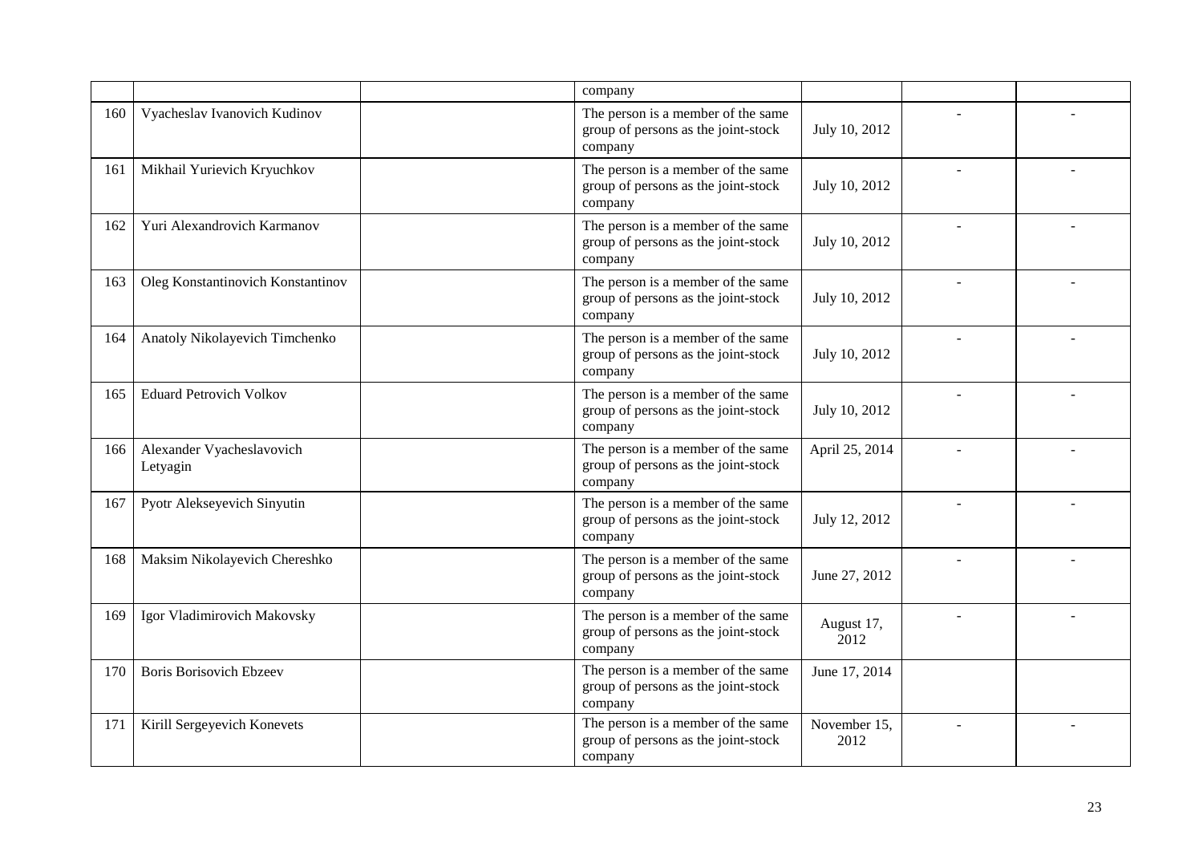| | | | company | | | |
|---|---|---|---|---|---|---|
| 160 | Vyacheslav Ivanovich Kudinov | | The person is a member of the same group of persons as the joint-stock company | July 10, 2012 | - | - |
| 161 | Mikhail Yurievich Kryuchkov | | The person is a member of the same group of persons as the joint-stock company | July 10, 2012 | - | - |
| 162 | Yuri Alexandrovich Karmanov | | The person is a member of the same group of persons as the joint-stock company | July 10, 2012 | - | - |
| 163 | Oleg Konstantinovich Konstantinov | | The person is a member of the same group of persons as the joint-stock company | July 10, 2012 | - | - |
| 164 | Anatoly Nikolayevich Timchenko | | The person is a member of the same group of persons as the joint-stock company | July 10, 2012 | - | - |
| 165 | Eduard Petrovich Volkov | | The person is a member of the same group of persons as the joint-stock company | July 10, 2012 | - | - |
| 166 | Alexander Vyacheslavovich Letyagin | | The person is a member of the same group of persons as the joint-stock company | April 25, 2014 | - | - |
| 167 | Pyotr Alekseyevich Sinyutin | | The person is a member of the same group of persons as the joint-stock company | July 12, 2012 | - | - |
| 168 | Maksim Nikolayevich Chereshko | | The person is a member of the same group of persons as the joint-stock company | June 27, 2012 | - | - |
| 169 | Igor Vladimirovich Makovsky | | The person is a member of the same group of persons as the joint-stock company | August 17, 2012 | - | - |
| 170 | Boris Borisovich Ebzeev | | The person is a member of the same group of persons as the joint-stock company | June 17, 2014 | | |
| 171 | Kirill Sergeyevich Konevets | | The person is a member of the same group of persons as the joint-stock company | November 15, 2012 | - | - |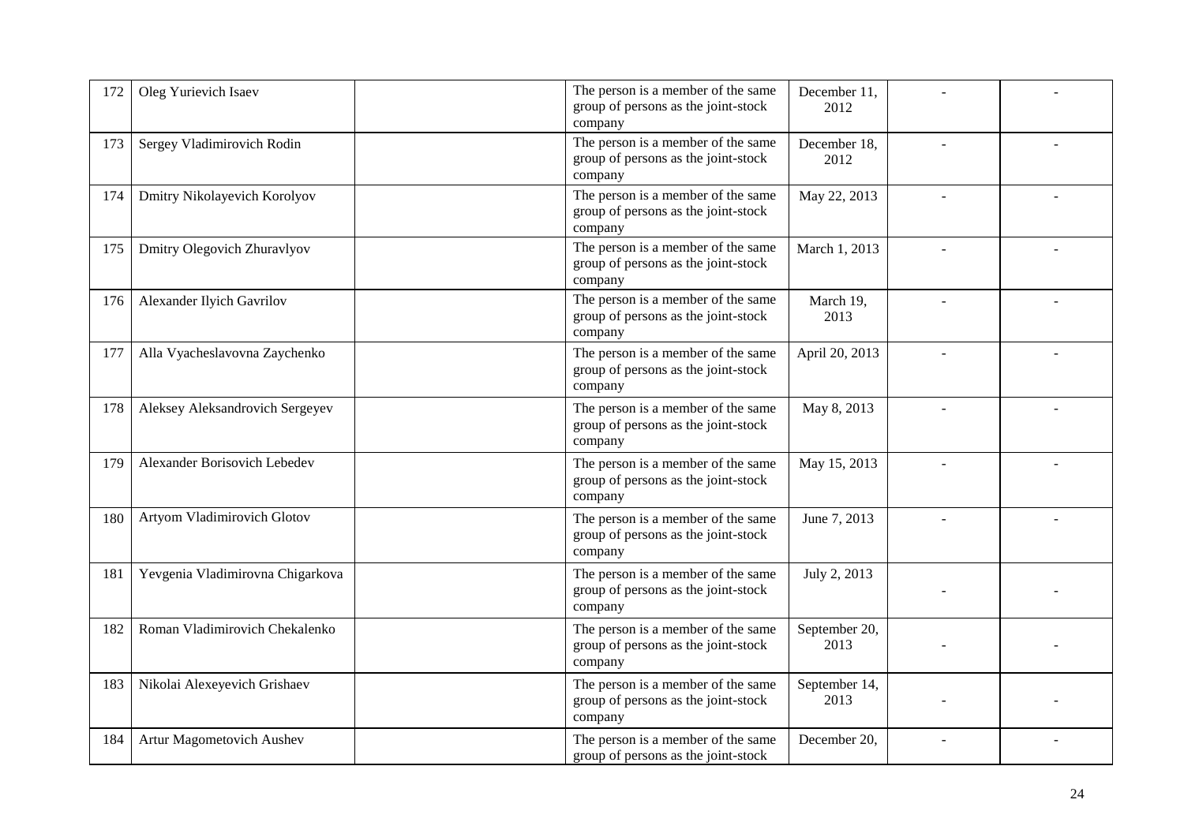| 172 | Oleg Yurievich Isaev | | The person is a member of the same group of persons as the joint-stock company | December 11, 2012 | - | - |
|---|---|---|---|---|---|---|
| 173 | Sergey Vladimirovich Rodin | | The person is a member of the same group of persons as the joint-stock company | December 18, 2012 | - | - |
| 174 | Dmitry Nikolayevich Korolyov | | The person is a member of the same group of persons as the joint-stock company | May 22, 2013 | - | - |
| 175 | Dmitry Olegovich Zhuravlyov | | The person is a member of the same group of persons as the joint-stock company | March 1, 2013 | - | - |
| 176 | Alexander Ilyich Gavrilov | | The person is a member of the same group of persons as the joint-stock company | March 19, 2013 | - | - |
| 177 | Alla Vyacheslavovna Zaychenko | | The person is a member of the same group of persons as the joint-stock company | April 20, 2013 | - | - |
| 178 | Aleksey Aleksandrovich Sergeyev | | The person is a member of the same group of persons as the joint-stock company | May 8, 2013 | - | - |
| 179 | Alexander Borisovich Lebedev | | The person is a member of the same group of persons as the joint-stock company | May 15, 2013 | - | - |
| 180 | Artyom Vladimirovich Glotov | | The person is a member of the same group of persons as the joint-stock company | June 7, 2013 | - | - |
| 181 | Yevgenia Vladimirovna Chigarkova | | The person is a member of the same group of persons as the joint-stock company | July 2, 2013 | - | - |
| 182 | Roman Vladimirovich Chekalenko | | The person is a member of the same group of persons as the joint-stock company | September 20, 2013 | - | - |
| 183 | Nikolai Alexeyevich Grishaev | | The person is a member of the same group of persons as the joint-stock company | September 14, 2013 | - | - |
| 184 | Artur Magometovich Aushev | | The person is a member of the same group of persons as the joint-stock | December 20, | - | - |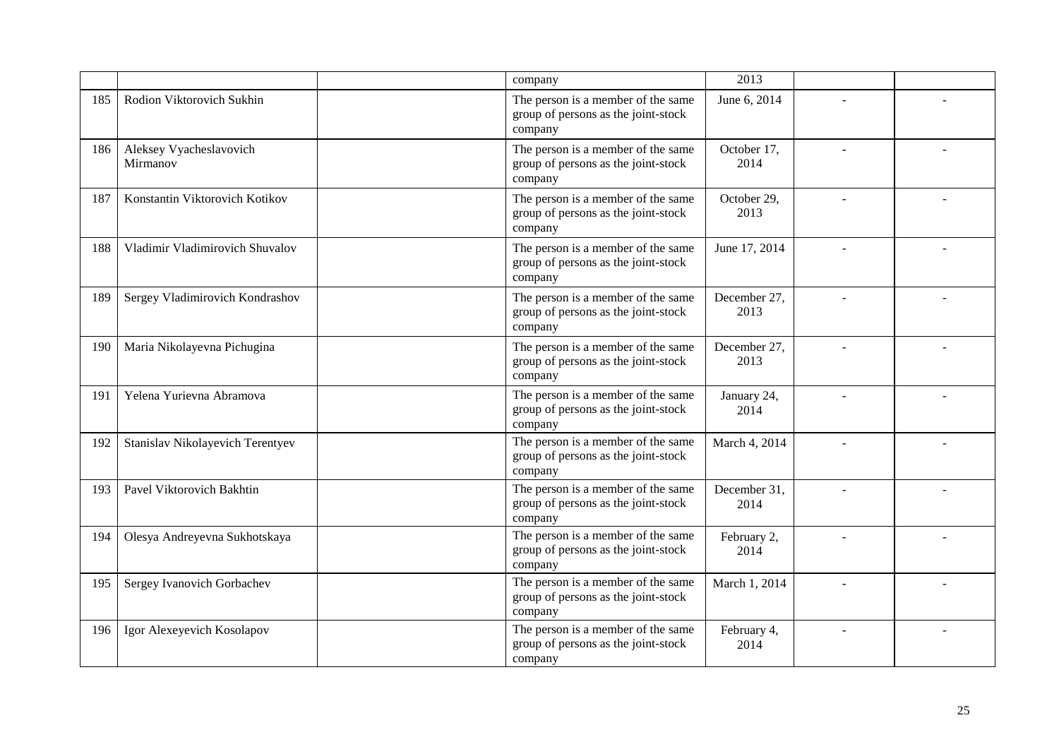| | | | company | 2013 | | |
|---|---|---|---|---|---|---|
| 185 | Rodion Viktorovich Sukhin | | The person is a member of the same group of persons as the joint-stock company | June 6, 2014 | - | - |
| 186 | Aleksey Vyacheslavovich Mirmanov | | The person is a member of the same group of persons as the joint-stock company | October 17, 2014 | - | - |
| 187 | Konstantin Viktorovich Kotikov | | The person is a member of the same group of persons as the joint-stock company | October 29, 2013 | - | - |
| 188 | Vladimir Vladimirovich Shuvalov | | The person is a member of the same group of persons as the joint-stock company | June 17, 2014 | - | - |
| 189 | Sergey Vladimirovich Kondrashov | | The person is a member of the same group of persons as the joint-stock company | December 27, 2013 | - | - |
| 190 | Maria Nikolayevna Pichugina | | The person is a member of the same group of persons as the joint-stock company | December 27, 2013 | - | - |
| 191 | Yelena Yurievna Abramova | | The person is a member of the same group of persons as the joint-stock company | January 24, 2014 | - | - |
| 192 | Stanislav Nikolayevich Terentyev | | The person is a member of the same group of persons as the joint-stock company | March 4, 2014 | - | - |
| 193 | Pavel Viktorovich Bakhtin | | The person is a member of the same group of persons as the joint-stock company | December 31, 2014 | - | - |
| 194 | Olesya Andreyevna Sukhotskaya | | The person is a member of the same group of persons as the joint-stock company | February 2, 2014 | - | - |
| 195 | Sergey Ivanovich Gorbachev | | The person is a member of the same group of persons as the joint-stock company | March 1, 2014 | - | - |
| 196 | Igor Alexeyevich Kosolapov | | The person is a member of the same group of persons as the joint-stock company | February 4, 2014 | - | - |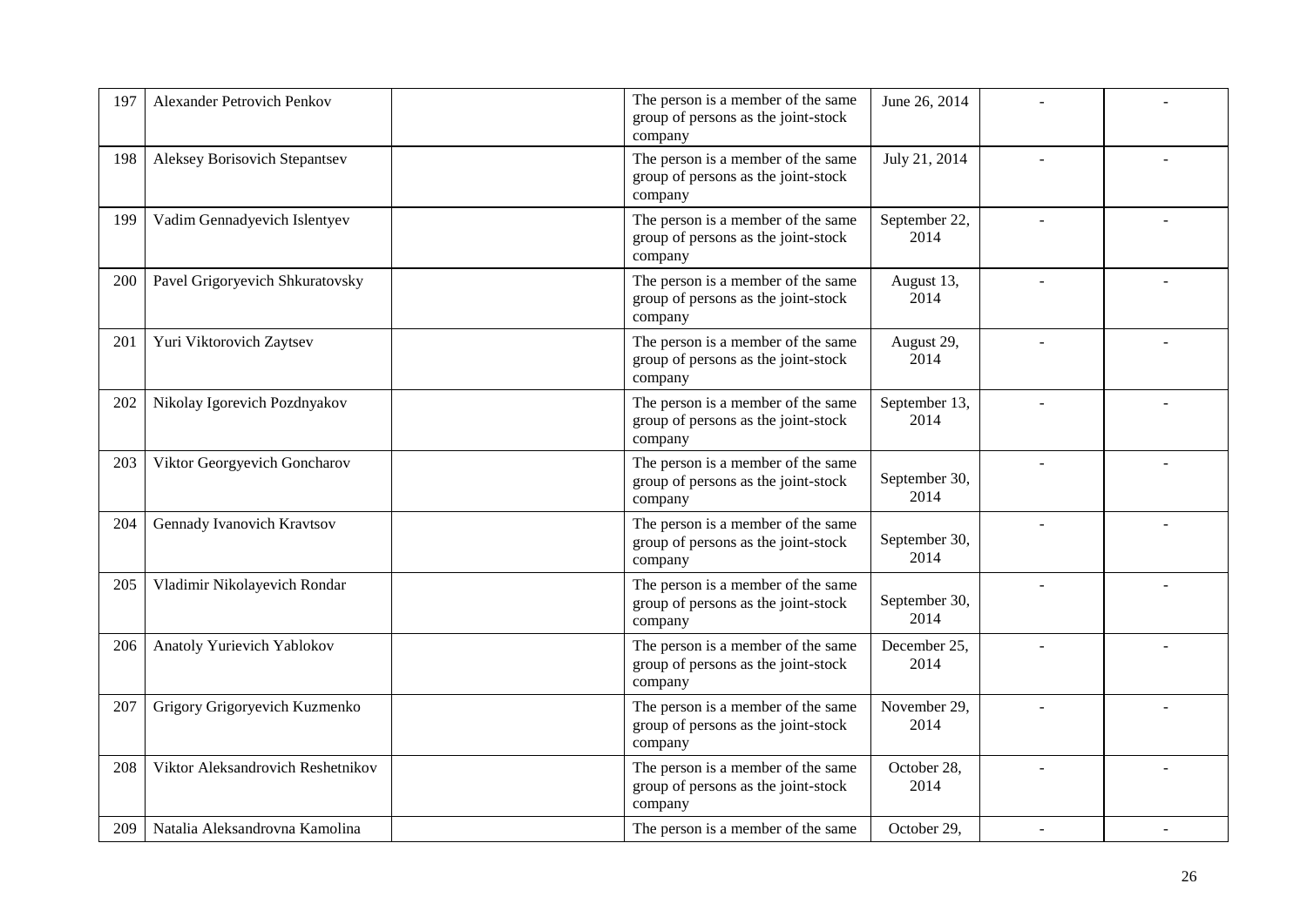| 197 | Alexander Petrovich Penkov | | The person is a member of the same group of persons as the joint-stock company | June 26, 2014 | - | - |
|---|---|---|---|---|---|---|
| 198 | Aleksey Borisovich Stepantsev | | The person is a member of the same group of persons as the joint-stock company | July 21, 2014 | - | - |
| 199 | Vadim Gennadyevich Islentyev | | The person is a member of the same group of persons as the joint-stock company | September 22, 2014 | - | - |
| 200 | Pavel Grigoryevich Shkuratovsky | | The person is a member of the same group of persons as the joint-stock company | August 13, 2014 | - | - |
| 201 | Yuri Viktorovich Zaytsev | | The person is a member of the same group of persons as the joint-stock company | August 29, 2014 | - | - |
| 202 | Nikolay Igorevich Pozdnyakov | | The person is a member of the same group of persons as the joint-stock company | September 13, 2014 | - | - |
| 203 | Viktor Georgyevich Goncharov | | The person is a member of the same group of persons as the joint-stock company | September 30, 2014 | - | - |
| 204 | Gennady Ivanovich Kravtsov | | The person is a member of the same group of persons as the joint-stock company | September 30, 2014 | - | - |
| 205 | Vladimir Nikolayevich Rondar | | The person is a member of the same group of persons as the joint-stock company | September 30, 2014 | - | - |
| 206 | Anatoly Yurievich Yablokov | | The person is a member of the same group of persons as the joint-stock company | December 25, 2014 | - | - |
| 207 | Grigory Grigoryevich Kuzmenko | | The person is a member of the same group of persons as the joint-stock company | November 29, 2014 | - | - |
| 208 | Viktor Aleksandrovich Reshetnikov | | The person is a member of the same group of persons as the joint-stock company | October 28, 2014 | - | - |
| 209 | Natalia Aleksandrovna Kamolina | | The person is a member of the same | October 29, | - | - |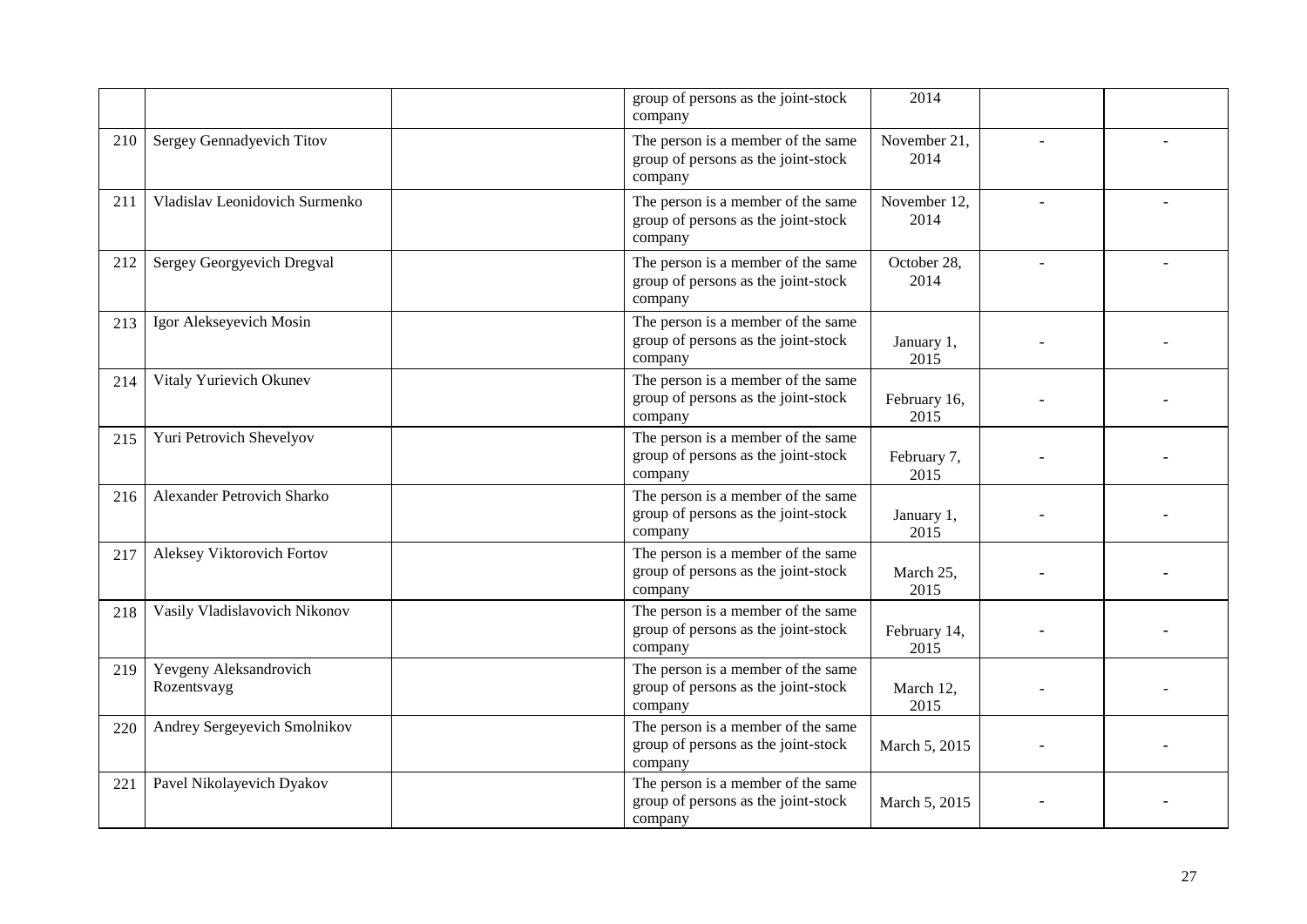|  |  |  | group of persons as the joint-stock company | 2014 |  |  |
|---|---|---|---|---|---|---|
| 210 | Sergey Gennadyevich Titov |  | The person is a member of the same group of persons as the joint-stock company | November 21, 2014 | - | - |
| 211 | Vladislav Leonidovich Surmenko |  | The person is a member of the same group of persons as the joint-stock company | November 12, 2014 | - | - |
| 212 | Sergey Georgyevich Dregval |  | The person is a member of the same group of persons as the joint-stock company | October 28, 2014 | - | - |
| 213 | Igor Alekseyevich Mosin |  | The person is a member of the same group of persons as the joint-stock company | January 1, 2015 | - | - |
| 214 | Vitaly Yurievich Okunev |  | The person is a member of the same group of persons as the joint-stock company | February 16, 2015 | - | - |
| 215 | Yuri Petrovich Shevelyov |  | The person is a member of the same group of persons as the joint-stock company | February 7, 2015 | - | - |
| 216 | Alexander Petrovich Sharko |  | The person is a member of the same group of persons as the joint-stock company | January 1, 2015 | - | - |
| 217 | Aleksey Viktorovich Fortov |  | The person is a member of the same group of persons as the joint-stock company | March 25, 2015 | - | - |
| 218 | Vasily Vladislavovich Nikonov |  | The person is a member of the same group of persons as the joint-stock company | February 14, 2015 | - | - |
| 219 | Yevgeny Aleksandrovich Rozentsvayg |  | The person is a member of the same group of persons as the joint-stock company | March 12, 2015 | - | - |
| 220 | Andrey Sergeyevich Smolnikov |  | The person is a member of the same group of persons as the joint-stock company | March 5, 2015 | - | - |
| 221 | Pavel Nikolayevich Dyakov |  | The person is a member of the same group of persons as the joint-stock company | March 5, 2015 | - | - |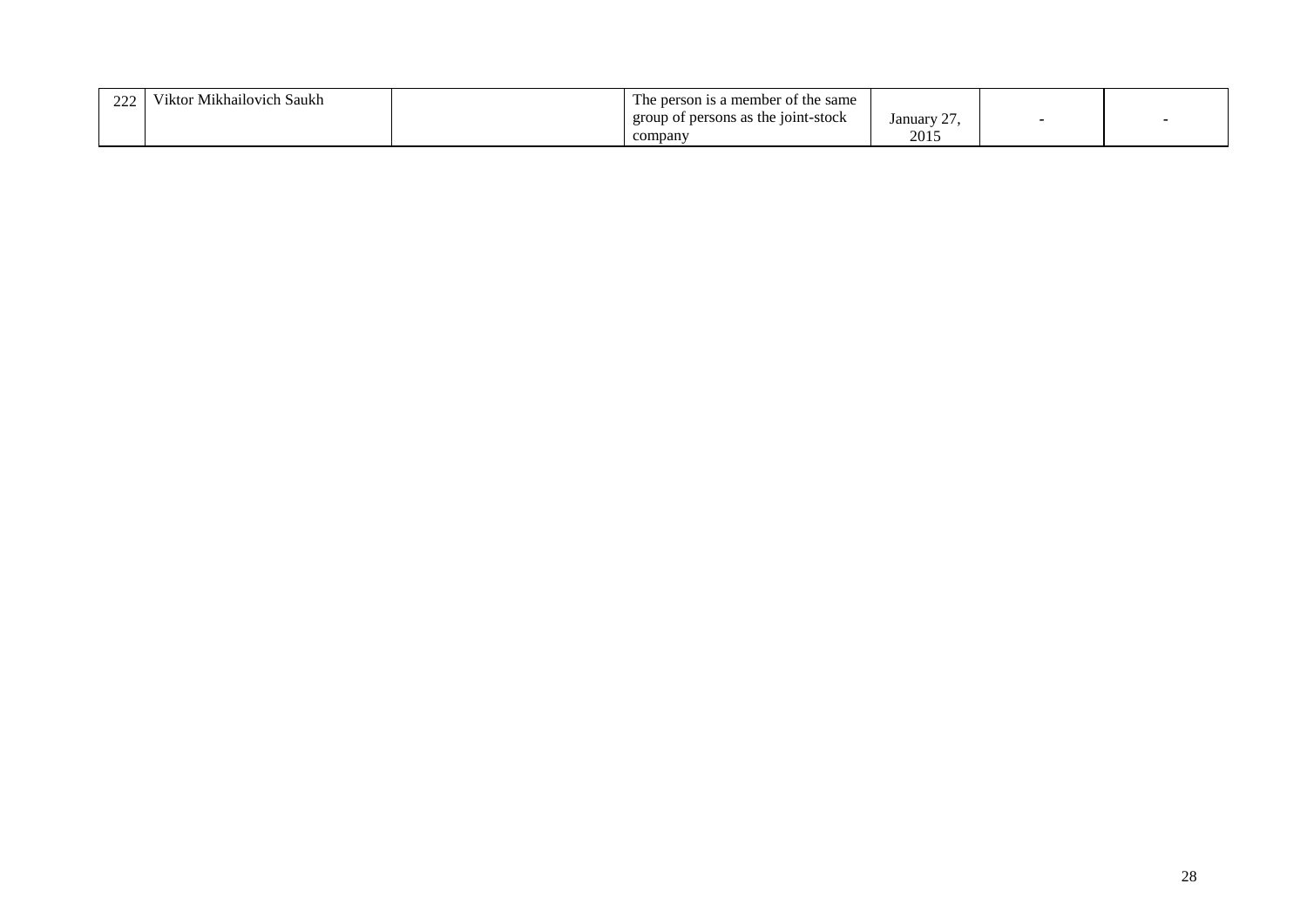| | | | | | | |
|---|---|---|---|---|---|---|
| 222 | Viktor Mikhailovich Saukh | | The person is a member of the same group of persons as the joint-stock company | January 27, 2015 | - | - |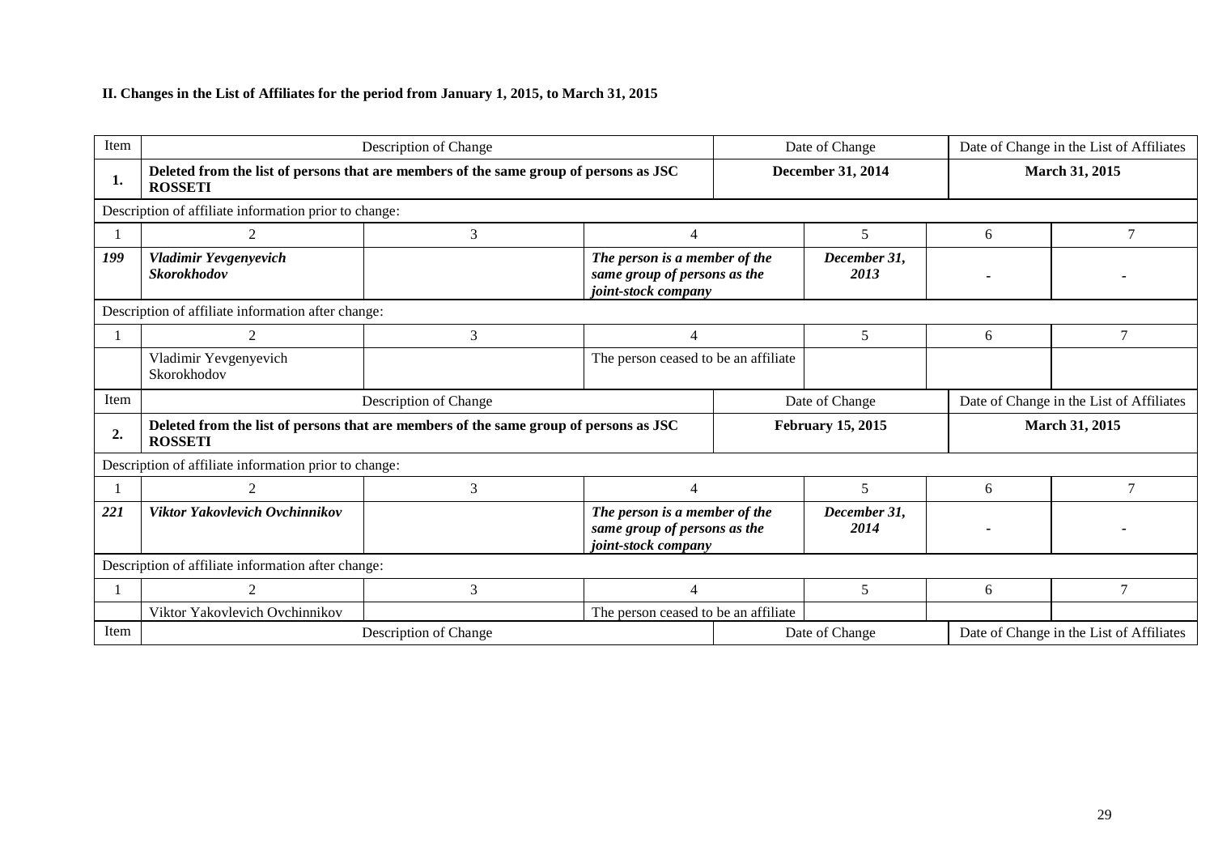**II. Changes in the List of Affiliates for the period from January 1, 2015, to March 31, 2015**

| Item | Description of Change | | | Date of Change | | Date of Change in the List of Affiliates | |
|---|---|---|---|---|---|---|---|
| **1.** | **Deleted from the list of persons that are members of the same group of persons as JSC ROSSETI** | | | **December 31, 2014** | | **March 31, 2015** | |
| Description of affiliate information prior to change: | | | | | | | |
| 1 | 2 | 3 | 4 | | 5 | 6 | 7 |
| ***199*** | ***Vladimir Yevgenyevich Skorokhodov*** | | ***The person is a member of the same group of persons as the joint-stock company*** | | ***December 31, 2013*** | **-** | **-** |
| Description of affiliate information after change: | | | | | | | |
| 1 | 2 | 3 | 4 | | 5 | 6 | 7 |
| | Vladimir Yevgenyevich Skorokhodov | | The person ceased to be an affiliate | | | | |
| Item | Description of Change | | | Date of Change | | Date of Change in the List of Affiliates | |
| **2.** | **Deleted from the list of persons that are members of the same group of persons as JSC ROSSETI** | | | **February 15, 2015** | | **March 31, 2015** | |
| Description of affiliate information prior to change: | | | | | | | |
| 1 | 2 | 3 | 4 | | 5 | 6 | 7 |
| ***221*** | ***Viktor Yakovlevich Ovchinnikov*** | | ***The person is a member of the same group of persons as the joint-stock company*** | | ***December 31, 2014*** | **-** | **-** |
| Description of affiliate information after change: | | | | | | | |
| 1 | 2 | 3 | 4 | | 5 | 6 | 7 |
| | Viktor Yakovlevich Ovchinnikov | | The person ceased to be an affiliate | | | | |
| Item | Description of Change | | | Date of Change | | Date of Change in the List of Affiliates | |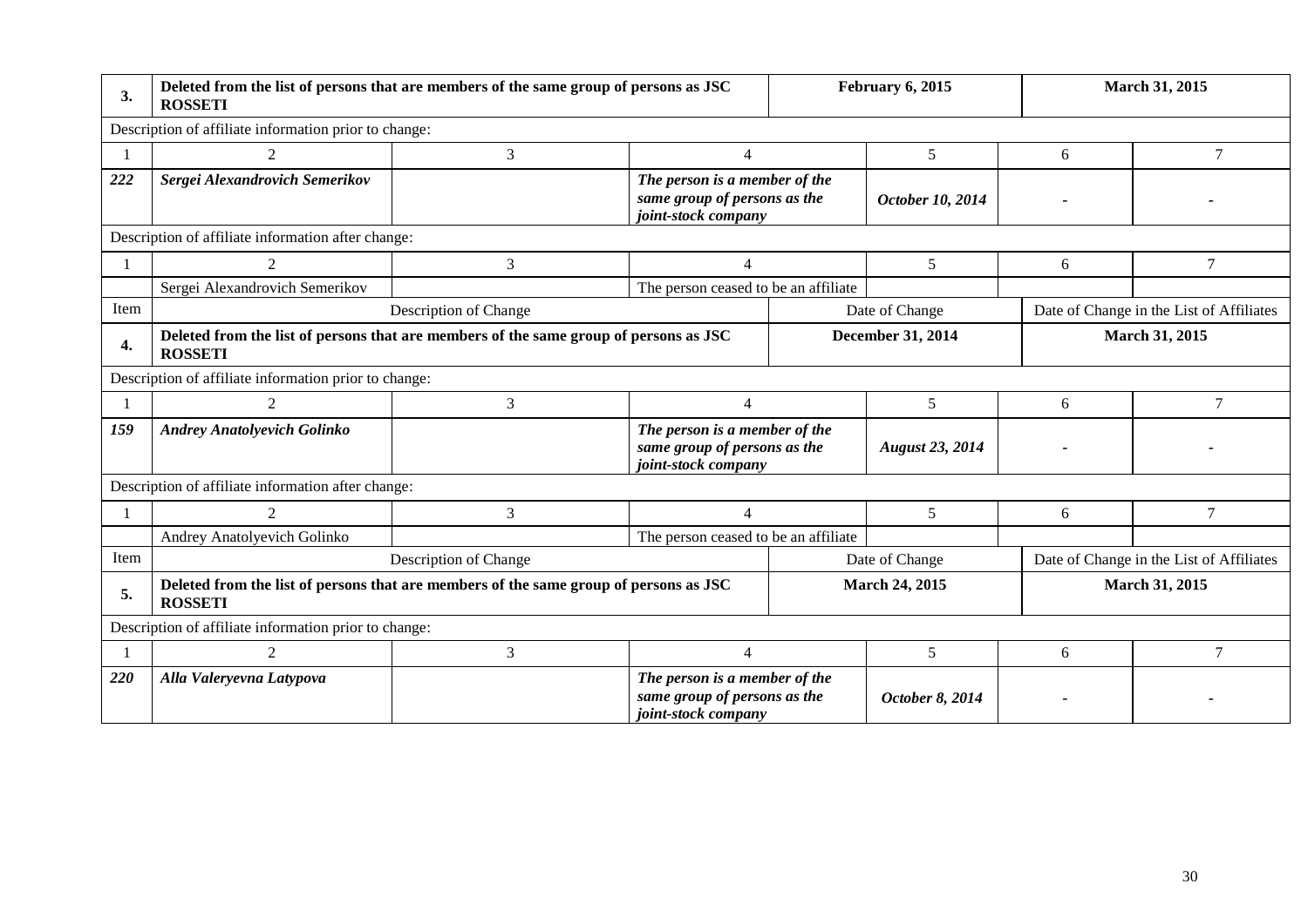| Item | Description of Change | | | Date of Change | | Date of Change in the List of Affiliates |
|---|---|---|---|---|---|---|
| **3.** | **Deleted from the list of persons that are members of the same group of persons as JSC ROSSETI** | | | **February 6, 2015** | | **March 31, 2015** |

Description of affiliate information prior to change:

| 1 | 2 | 3 | 4 | 5 | 6 | 7 |
|---|---|---|---|---|---|---|
| ***222*** | ***Sergei Alexandrovich Semerikov*** | | ***The person is a member of the same group of persons as the joint-stock company*** | ***October 10, 2014*** | - | - |

Description of affiliate information after change:

| 1 | 2 | 3 | 4 | 5 | 6 | 7 |
|---|---|---|---|---|---|---|
| | Sergei Alexandrovich Semerikov | | The person ceased to be an affiliate | | | |

| Item | Description of Change | | | Date of Change | | Date of Change in the List of Affiliates |
|---|---|---|---|---|---|---|
| **4.** | **Deleted from the list of persons that are members of the same group of persons as JSC ROSSETI** | | | **December 31, 2014** | | **March 31, 2015** |

Description of affiliate information prior to change:

| 1 | 2 | 3 | 4 | 5 | 6 | 7 |
|---|---|---|---|---|---|---|
| ***159*** | ***Andrey Anatolyevich Golinko*** | | ***The person is a member of the same group of persons as the joint-stock company*** | ***August 23, 2014*** | - | - |

Description of affiliate information after change:

| 1 | 2 | 3 | 4 | 5 | 6 | 7 |
|---|---|---|---|---|---|---|
| | Andrey Anatolyevich Golinko | | The person ceased to be an affiliate | | | |

| Item | Description of Change | | | Date of Change | | Date of Change in the List of Affiliates |
|---|---|---|---|---|---|---|
| **5.** | **Deleted from the list of persons that are members of the same group of persons as JSC ROSSETI** | | | **March 24, 2015** | | **March 31, 2015** |

Description of affiliate information prior to change:

| 1 | 2 | 3 | 4 | 5 | 6 | 7 |
|---|---|---|---|---|---|---|
| ***220*** | ***Alla Valeryevna Latypova*** | | ***The person is a member of the same group of persons as the joint-stock company*** | ***October 8, 2014*** | - | - |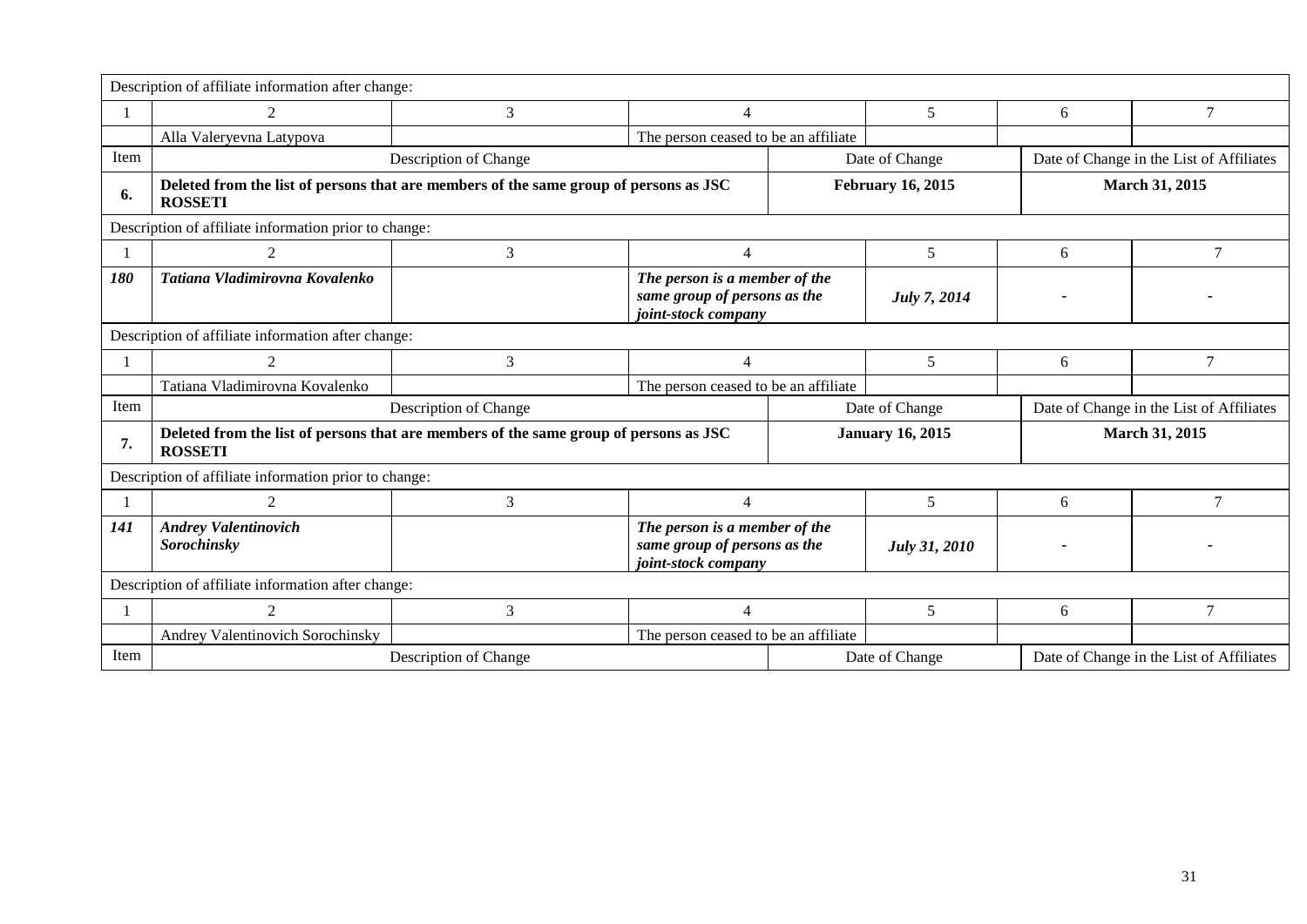| Description of affiliate information after change: | | | | | | | |
|---|---|---|---|---|---|---|---|
| 1 | 2 | 3 | 4 | | 5 | 6 | 7 |
| | Alla Valeryevna Latypova | | The person ceased to be an affiliate | | | | |
| Item | Description of Change | | | Date of Change | | Date of Change in the List of Affiliates | |
| **6.** | **Deleted from the list of persons that are members of the same group of persons as JSC ROSSETI** | | | **February 16, 2015** | | **March 31, 2015** | |
| Description of affiliate information prior to change: | | | | | | | |
| 1 | 2 | 3 | 4 | | 5 | 6 | 7 |
| ***180*** | ***Tatiana Vladimirovna Kovalenko*** | | ***The person is a member of the same group of persons as the joint-stock company*** | | ***July 7, 2014*** | - | - |
| Description of affiliate information after change: | | | | | | | |
| 1 | 2 | 3 | 4 | | 5 | 6 | 7 |
| | Tatiana Vladimirovna Kovalenko | | The person ceased to be an affiliate | | | | |
| Item | Description of Change | | | Date of Change | | Date of Change in the List of Affiliates | |
| **7.** | **Deleted from the list of persons that are members of the same group of persons as JSC ROSSETI** | | | **January 16, 2015** | | **March 31, 2015** | |
| Description of affiliate information prior to change: | | | | | | | |
| 1 | 2 | 3 | 4 | | 5 | 6 | 7 |
| ***141*** | ***Andrey Valentinovich Sorochinsky*** | | ***The person is a member of the same group of persons as the joint-stock company*** | | ***July 31, 2010*** | - | - |
| Description of affiliate information after change: | | | | | | | |
| 1 | 2 | 3 | 4 | | 5 | 6 | 7 |
| | Andrey Valentinovich Sorochinsky | | The person ceased to be an affiliate | | | | |
| Item | Description of Change | | | Date of Change | | Date of Change in the List of Affiliates | |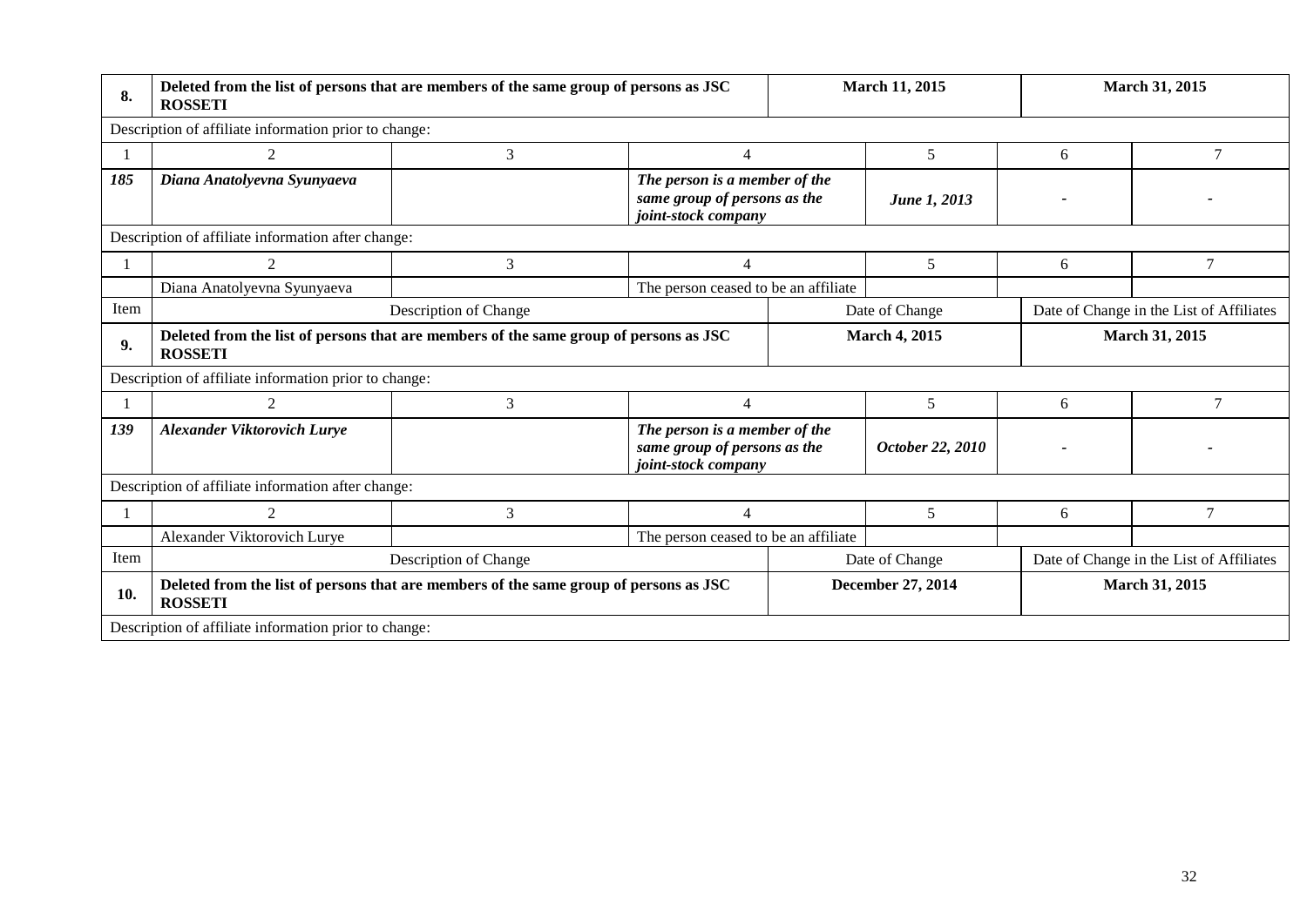| 8. | **Deleted from the list of persons that are members of the same group of persons as JSC ROSSETI** | | | **March 11, 2015** | **March 31, 2015** | |
|---|---|---|---|---|---|---|
| Description of affiliate information prior to change: | | | | | | |
| 1 | 2 | 3 | 4 | 5 | 6 | 7 |
| ***185*** | ***Diana Anatolyevna Syunyaeva*** | | ***The person is a member of the same group of persons as the joint-stock company*** | ***June 1, 2013*** | - | - |
| Description of affiliate information after change: | | | | | | |
| 1 | 2 | 3 | 4 | 5 | 6 | 7 |
| | Diana Anatolyevna Syunyaeva | | The person ceased to be an affiliate | | | |
| Item | Description of Change | | | Date of Change | Date of Change in the List of Affiliates | |
| **9.** | **Deleted from the list of persons that are members of the same group of persons as JSC ROSSETI** | | | **March 4, 2015** | **March 31, 2015** | |
| Description of affiliate information prior to change: | | | | | | |
| 1 | 2 | 3 | 4 | 5 | 6 | 7 |
| ***139*** | ***Alexander Viktorovich Lurye*** | | ***The person is a member of the same group of persons as the joint-stock company*** | ***October 22, 2010*** | - | - |
| Description of affiliate information after change: | | | | | | |
| 1 | 2 | 3 | 4 | 5 | 6 | 7 |
| | Alexander Viktorovich Lurye | | The person ceased to be an affiliate | | | |
| Item | Description of Change | | | Date of Change | Date of Change in the List of Affiliates | |
| **10.** | **Deleted from the list of persons that are members of the same group of persons as JSC ROSSETI** | | | **December 27, 2014** | **March 31, 2015** | |
| Description of affiliate information prior to change: | | | | | | |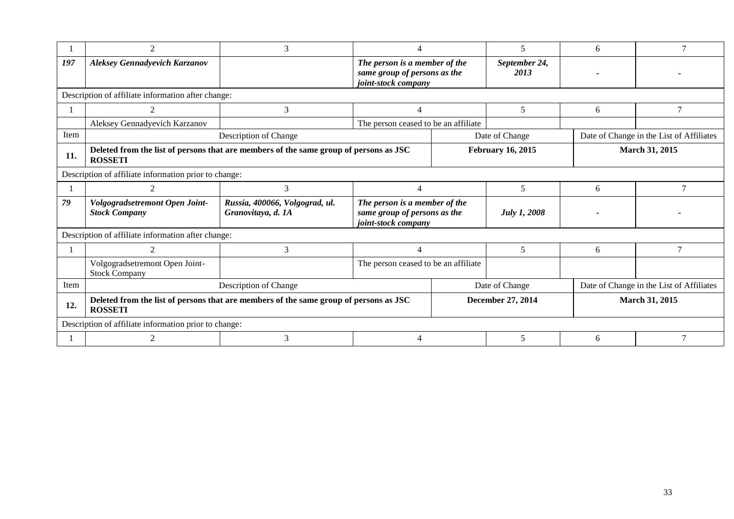| 1 | 2 | 3 | 4 | 5 | 6 | 7 |
|---|---|---|---|---|---|---|
| ***197*** | ***Aleksey Gennadyevich Karzanov*** | | ***The person is a member of the same group of persons as the joint-stock company*** | ***September 24, 2013*** | - | - |

Description of affiliate information after change:

| 1 | 2 | 3 | 4 | 5 | 6 | 7 |
|---|---|---|---|---|---|---|
| | Aleksey Gennadyevich Karzanov | | The person ceased to be an affiliate | | | |

| Item | Description of Change | Date of Change | Date of Change in the List of Affiliates |
|---|---|---|---|
| **11.** | **Deleted from the list of persons that are members of the same group of persons as JSC ROSSETI** | **February 16, 2015** | **March 31, 2015** |

Description of affiliate information prior to change:

| 1 | 2 | 3 | 4 | 5 | 6 | 7 |
|---|---|---|---|---|---|---|
| ***79*** | ***Volgogradsetremont Open Joint-Stock Company*** | ***Russia, 400066, Volgograd, ul. Granovitaya, d. 1A*** | ***The person is a member of the same group of persons as the joint-stock company*** | ***July 1, 2008*** | - | - |

Description of affiliate information after change:

| 1 | 2 | 3 | 4 | 5 | 6 | 7 |
|---|---|---|---|---|---|---|
| | Volgogradsetremont Open Joint-Stock Company | | The person ceased to be an affiliate | | | |

| Item | Description of Change | Date of Change | Date of Change in the List of Affiliates |
|---|---|---|---|
| **12.** | **Deleted from the list of persons that are members of the same group of persons as JSC ROSSETI** | **December 27, 2014** | **March 31, 2015** |

Description of affiliate information prior to change:

| 1 | 2 | 3 | 4 | 5 | 6 | 7 |
|---|---|---|---|---|---|---|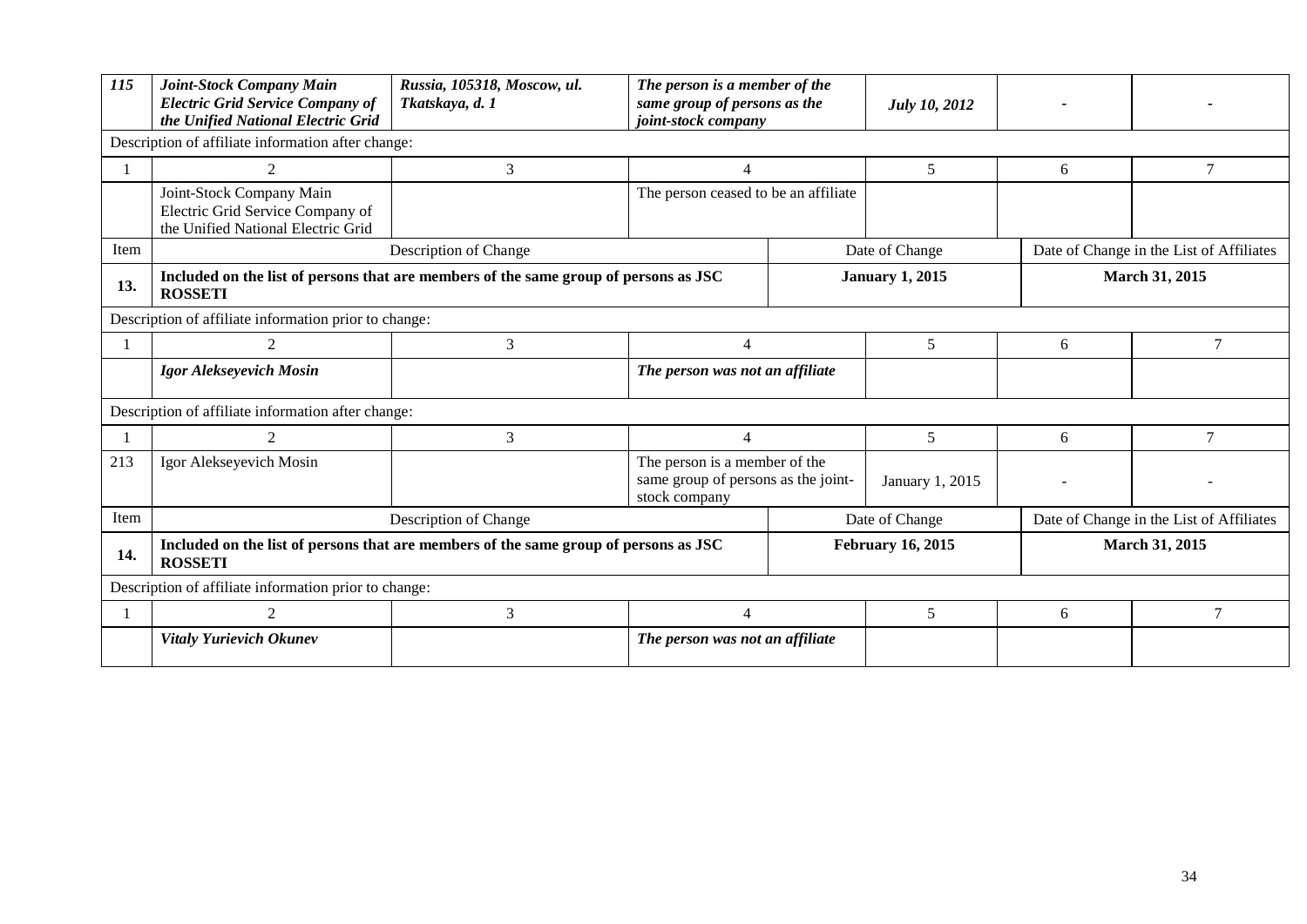| *115* | ***Joint-Stock Company Main Electric Grid Service Company of the Unified National Electric Grid*** | ***Russia, 105318, Moscow, ul. Tkatskaya, d. 1*** | ***The person is a member of the same group of persons as the joint-stock company*** | ***July 10, 2012*** | ***-*** | ***-*** |
|---|---|---|---|---|---|---|
| Description of affiliate information after change: | | | | | | |
| 1 | 2 | 3 | 4 | 5 | 6 | 7 |
| | Joint-Stock Company Main Electric Grid Service Company of the Unified National Electric Grid | | The person ceased to be an affiliate | | | |

| Item | Description of Change | Date of Change | Date of Change in the List of Affiliates |
|---|---|---|---|
| **13.** | **Included on the list of persons that are members of the same group of persons as JSC ROSSETI** | **January 1, 2015** | **March 31, 2015** |

| Description of affiliate information prior to change: | | | | | | |
|---|---|---|---|---|---|---|
| 1 | 2 | 3 | 4 | 5 | 6 | 7 |
| | ***Igor Alekseyevich Mosin*** | | ***The person was not an affiliate*** | | | |
| Description of affiliate information after change: | | | | | | |
| 1 | 2 | 3 | 4 | 5 | 6 | 7 |
| 213 | Igor Alekseyevich Mosin | | The person is a member of the same group of persons as the joint-stock company | January 1, 2015 | - | - |

| Item | Description of Change | Date of Change | Date of Change in the List of Affiliates |
|---|---|---|---|
| **14.** | **Included on the list of persons that are members of the same group of persons as JSC ROSSETI** | **February 16, 2015** | **March 31, 2015** |

| Description of affiliate information prior to change: | | | | | | |
|---|---|---|---|---|---|---|
| 1 | 2 | 3 | 4 | 5 | 6 | 7 |
| | ***Vitaly Yurievich Okunev*** | | ***The person was not an affiliate*** | | | |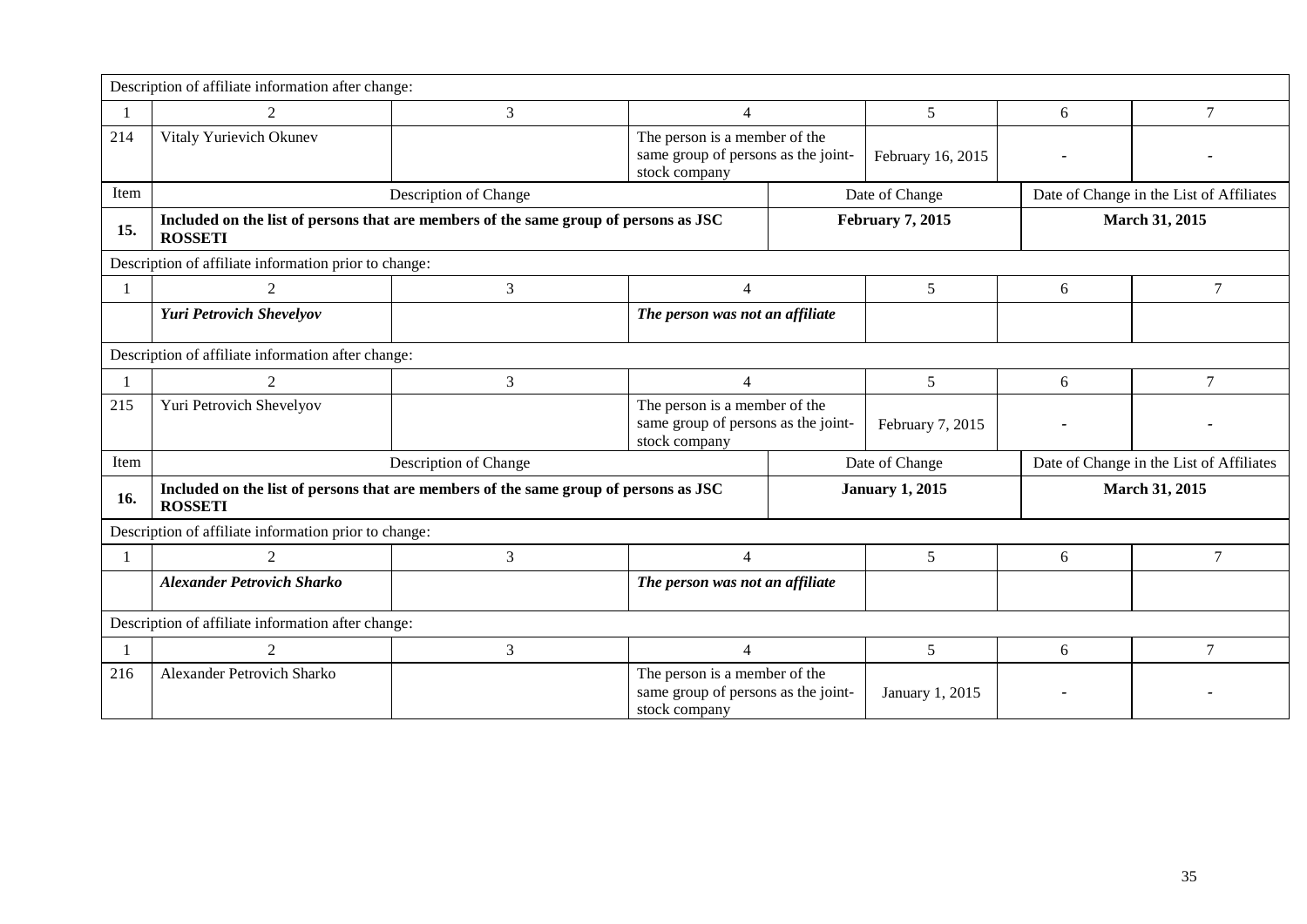| Description of affiliate information after change: | | | | | | |
|---|---|---|---|---|---|---|
| 1 | 2 | 3 | 4 | 5 | 6 | 7 |
| 214 | Vitaly Yurievich Okunev | | The person is a member of the same group of persons as the joint-stock company | February 16, 2015 | - | - |

| Item | Description of Change | Date of Change | Date of Change in the List of Affiliates |
|---|---|---|---|
| **15.** | **Included on the list of persons that are members of the same group of persons as JSC ROSSETI** | **February 7, 2015** | **March 31, 2015** |

| Description of affiliate information prior to change: | | | | | | |
|---|---|---|---|---|---|---|
| 1 | 2 | 3 | 4 | 5 | 6 | 7 |
| | ***Yuri Petrovich Shevelyov*** | | ***The person was not an affiliate*** | | | |
| **Description of affiliate information after change:** | | | | | | |
| 1 | 2 | 3 | 4 | 5 | 6 | 7 |
| 215 | Yuri Petrovich Shevelyov | | The person is a member of the same group of persons as the joint-stock company | February 7, 2015 | - | - |

| Item | Description of Change | Date of Change | Date of Change in the List of Affiliates |
|---|---|---|---|
| **16.** | **Included on the list of persons that are members of the same group of persons as JSC ROSSETI** | **January 1, 2015** | **March 31, 2015** |

| Description of affiliate information prior to change: | | | | | | |
|---|---|---|---|---|---|---|
| 1 | 2 | 3 | 4 | 5 | 6 | 7 |
| | ***Alexander Petrovich Sharko*** | | ***The person was not an affiliate*** | | | |
| **Description of affiliate information after change:** | | | | | | |
| 1 | 2 | 3 | 4 | 5 | 6 | 7 |
| 216 | Alexander Petrovich Sharko | | The person is a member of the same group of persons as the joint-stock company | January 1, 2015 | - | - |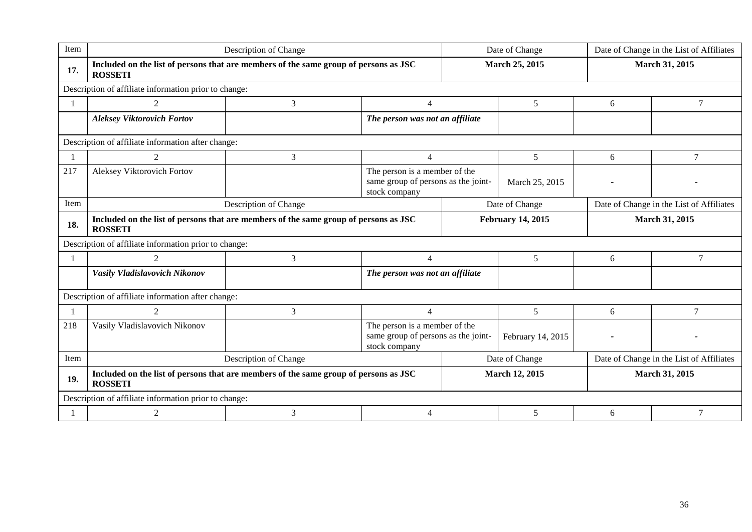| Item | Description of Change | | | Date of Change | | Date of Change in the List of Affiliates | |
|---|---|---|---|---|---|---|---|
| **17.** | **Included on the list of persons that are members of the same group of persons as JSC ROSSETI** | | | **March 25, 2015** | | **March 31, 2015** | |
| Description of affiliate information prior to change: | | | | | | | |
| 1 | 2 | 3 | 4 | | 5 | 6 | 7 |
| | ***Aleksey Viktorovich Fortov*** | | ***The person was not an affiliate*** | | | | |
| Description of affiliate information after change: | | | | | | | |
| 1 | 2 | 3 | 4 | | 5 | 6 | 7 |
| 217 | Aleksey Viktorovich Fortov | | The person is a member of the same group of persons as the joint-stock company | | March 25, 2015 | - | - |
| Item | Description of Change | | | Date of Change | | Date of Change in the List of Affiliates | |
| **18.** | **Included on the list of persons that are members of the same group of persons as JSC ROSSETI** | | | **February 14, 2015** | | **March 31, 2015** | |
| Description of affiliate information prior to change: | | | | | | | |
| 1 | 2 | 3 | 4 | | 5 | 6 | 7 |
| | ***Vasily Vladislavovich Nikonov*** | | ***The person was not an affiliate*** | | | | |
| Description of affiliate information after change: | | | | | | | |
| 1 | 2 | 3 | 4 | | 5 | 6 | 7 |
| 218 | Vasily Vladislavovich Nikonov | | The person is a member of the same group of persons as the joint-stock company | | February 14, 2015 | - | - |
| Item | Description of Change | | | Date of Change | | Date of Change in the List of Affiliates | |
| **19.** | **Included on the list of persons that are members of the same group of persons as JSC ROSSETI** | | | **March 12, 2015** | | **March 31, 2015** | |
| Description of affiliate information prior to change: | | | | | | | |
| 1 | 2 | 3 | 4 | | 5 | 6 | 7 |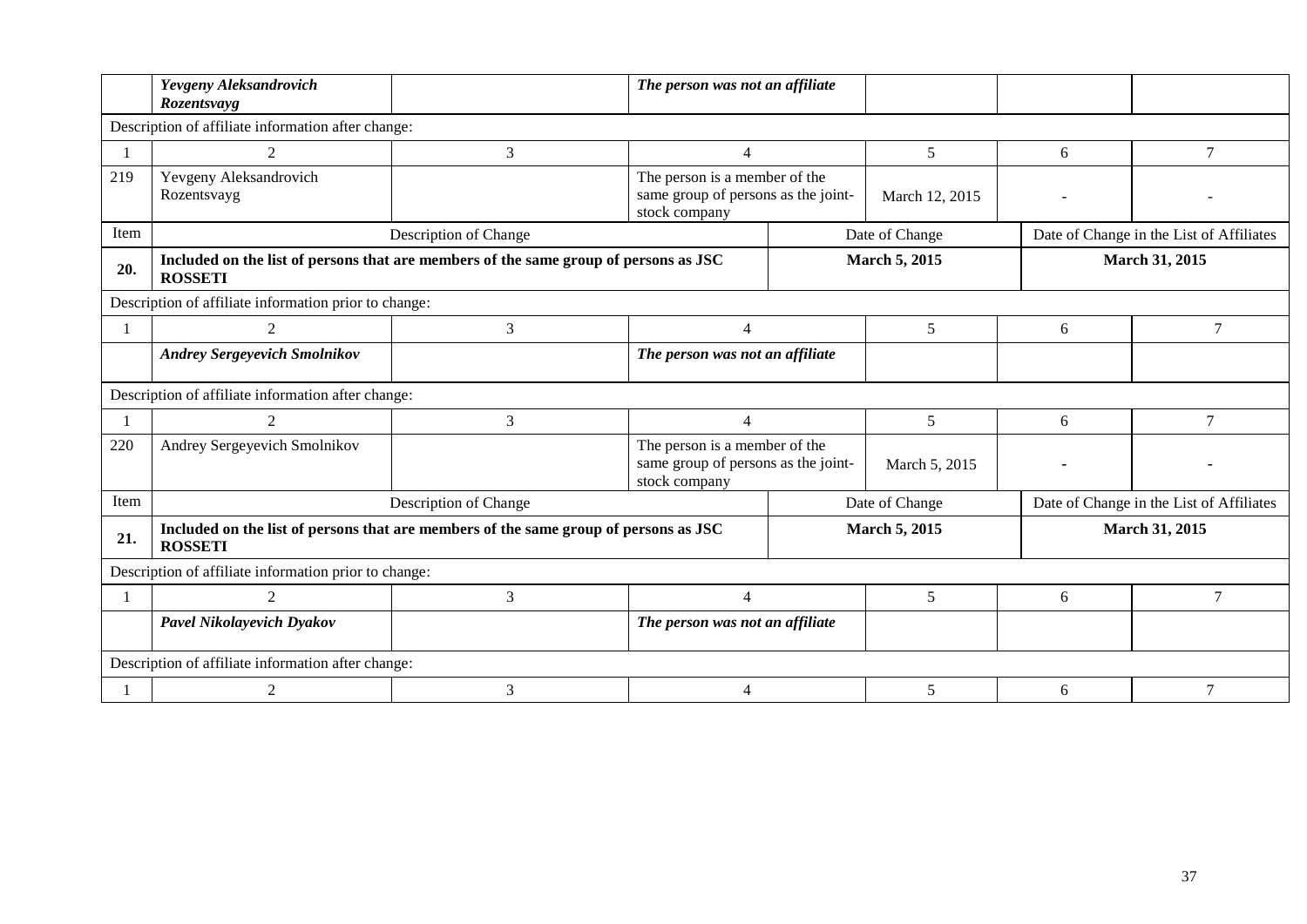| | *Yevgeny Aleksandrovich Rozentsvayg* | | *The person was not an affiliate* | | | |
|---|---|---|---|---|---|---|
| Description of affiliate information after change: | | | | | | |
| 1 | 2 | 3 | 4 | 5 | 6 | 7 |
| 219 | Yevgeny Aleksandrovich Rozentsvayg | | The person is a member of the same group of persons as the joint-stock company | March 12, 2015 | - | - |

| Item | Description of Change | Date of Change | Date of Change in the List of Affiliates |
|---|---|---|---|
| **20.** | **Included on the list of persons that are members of the same group of persons as JSC ROSSETI** | **March 5, 2015** | **March 31, 2015** |

| Description of affiliate information prior to change: | | | | | | |
|---|---|---|---|---|---|---|
| 1 | 2 | 3 | 4 | 5 | 6 | 7 |
| | *Andrey Sergeyevich Smolnikov* | | *The person was not an affiliate* | | | |
| Description of affiliate information after change: | | | | | | |
| 1 | 2 | 3 | 4 | 5 | 6 | 7 |
| 220 | Andrey Sergeyevich Smolnikov | | The person is a member of the same group of persons as the joint-stock company | March 5, 2015 | - | - |

| Item | Description of Change | Date of Change | Date of Change in the List of Affiliates |
|---|---|---|---|
| **21.** | **Included on the list of persons that are members of the same group of persons as JSC ROSSETI** | **March 5, 2015** | **March 31, 2015** |

| Description of affiliate information prior to change: | | | | | | |
|---|---|---|---|---|---|---|
| 1 | 2 | 3 | 4 | 5 | 6 | 7 |
| | *Pavel Nikolayevich Dyakov* | | *The person was not an affiliate* | | | |
| Description of affiliate information after change: | | | | | | |
| 1 | 2 | 3 | 4 | 5 | 6 | 7 |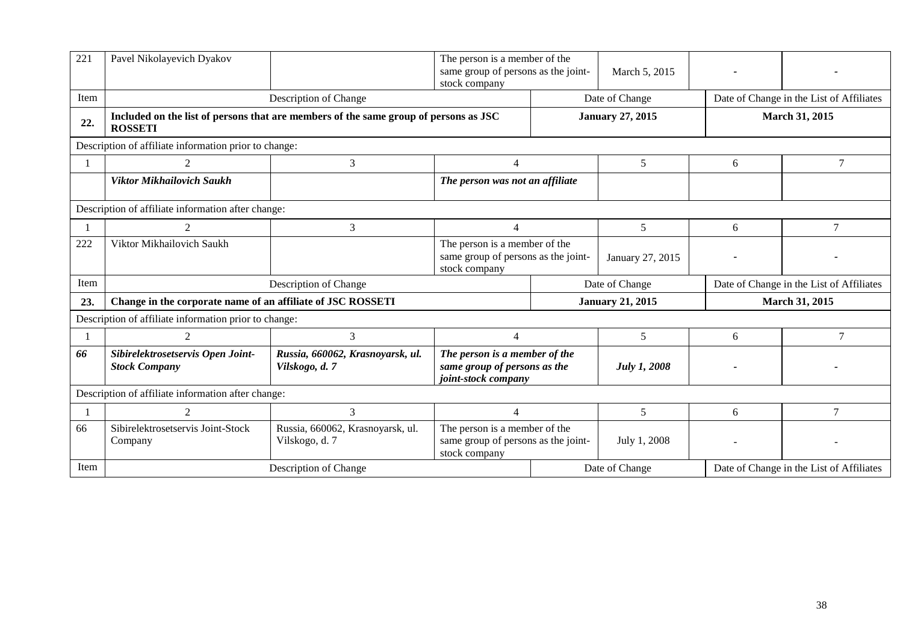| 221 | Pavel Nikolayevich Dyakov | | The person is a member of the same group of persons as the joint-stock company | March 5, 2015 | - | - |
|---|---|---|---|---|---|---|
| Item | Description of Change | | | Date of Change | Date of Change in the List of Affiliates | |
| **22.** | **Included on the list of persons that are members of the same group of persons as JSC ROSSETI** | | | **January 27, 2015** | **March 31, 2015** | |
| Description of affiliate information prior to change: | | | | | | |
| 1 | 2 | 3 | 4 | 5 | 6 | 7 |
| | ***Viktor Mikhailovich Saukh*** | | ***The person was not an affiliate*** | | | |
| Description of affiliate information after change: | | | | | | |
| 1 | 2 | 3 | 4 | 5 | 6 | 7 |
| 222 | Viktor Mikhailovich Saukh | | The person is a member of the same group of persons as the joint-stock company | January 27, 2015 | - | - |
| Item | Description of Change | | | Date of Change | Date of Change in the List of Affiliates | |
| **23.** | **Change in the corporate name of an affiliate of JSC ROSSETI** | | | **January 21, 2015** | **March 31, 2015** | |
| Description of affiliate information prior to change: | | | | | | |
| 1 | 2 | 3 | 4 | 5 | 6 | 7 |
| ***66*** | ***Sibirelektrosetservis Open Joint-Stock Company*** | ***Russia, 660062, Krasnoyarsk, ul. Vilskogo, d. 7*** | ***The person is a member of the same group of persons as the joint-stock company*** | ***July 1, 2008*** | **-** | **-** |
| Description of affiliate information after change: | | | | | | |
| 1 | 2 | 3 | 4 | 5 | 6 | 7 |
| 66 | Sibirelektrosetservis Joint-Stock Company | Russia, 660062, Krasnoyarsk, ul. Vilskogo, d. 7 | The person is a member of the same group of persons as the joint-stock company | July 1, 2008 | - | - |
| Item | Description of Change | | | Date of Change | Date of Change in the List of Affiliates | |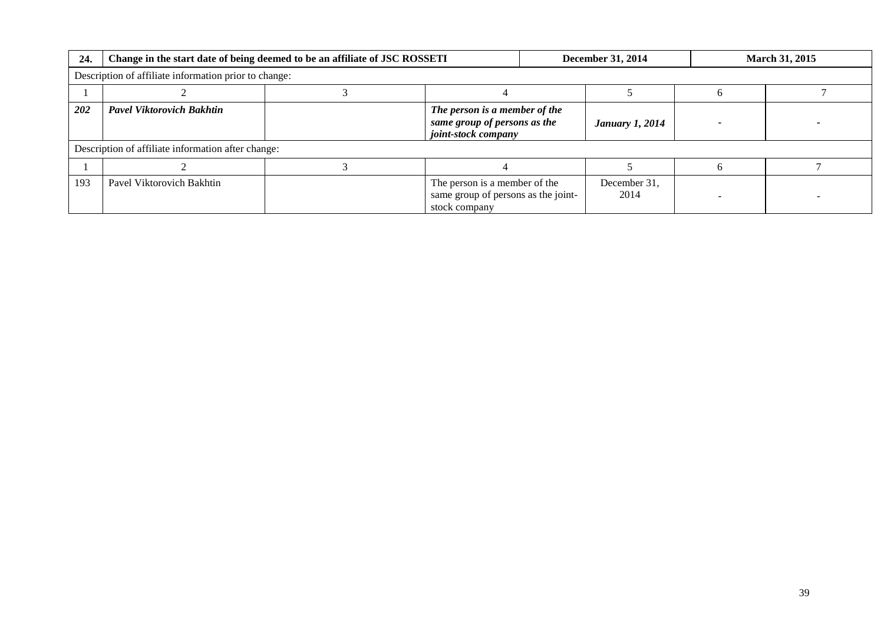| 24. | Change in the start date of being deemed to be an affiliate of JSC ROSSETI | | | December 31, 2014 | March 31, 2015 | |
|---|---|---|---|---|---|---|
| Description of affiliate information prior to change: | | | | | | |
| 1 | 2 | 3 | 4 | 5 | 6 | 7 |
| ***202*** | ***Pavel Viktorovich Bakhtin*** | | ***The person is a member of the same group of persons as the joint-stock company*** | ***January 1, 2014*** | - | - |
| Description of affiliate information after change: | | | | | | |
| 1 | 2 | 3 | 4 | 5 | 6 | 7 |
| 193 | Pavel Viktorovich Bakhtin | | The person is a member of the same group of persons as the joint-stock company | December 31, 2014 | - | - |